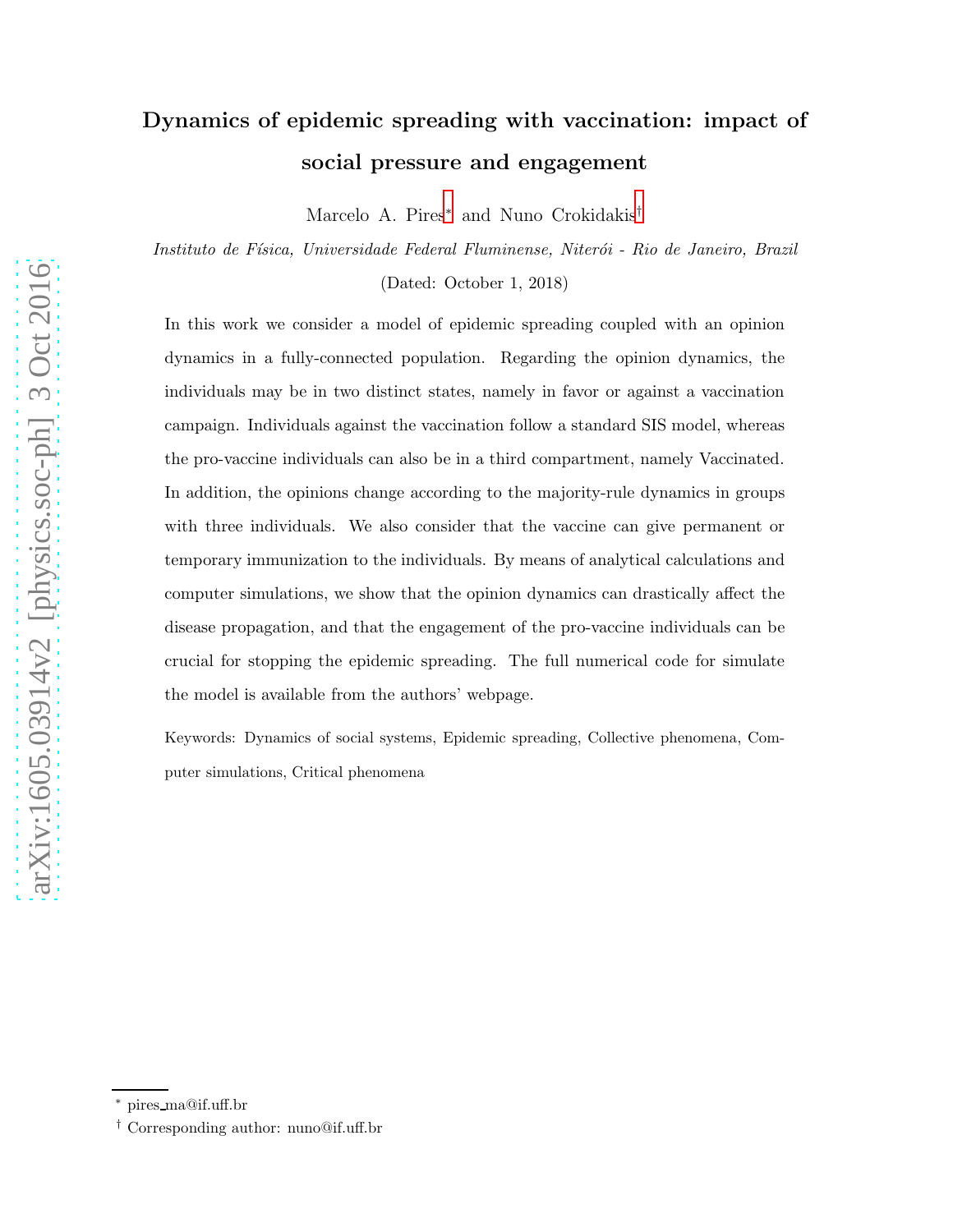# Dynamics of epidemic spreading with vaccination: impact of social pressure and engagement

Marcelo A. Pires* and Nuno Crokidakis†

*Instituto de Física, Universidade Federal Fluminense, Niterói - Rio de Janeiro, Brazil*

(Dated: October 1, 2018)

In this work we consider a model of epidemic spreading coupled with an opinion dynamics in a fully-connected population. Regarding the opinion dynamics, the individuals may be in two distinct states, namely in favor or against a vaccination campaign. Individuals against the vaccination follow a standard SIS model, whereas the pro-vaccine individuals can also be in a third compartment, namely Vaccinated. In addition, the opinions change according to the majority-rule dynamics in groups with three individuals. We also consider that the vaccine can give permanent or temporary immunization to the individuals. By means of analytical calculations and computer simulations, we show that the opinion dynamics can drastically affect the disease propagation, and that the engagement of the pro-vaccine individuals can be crucial for stopping the epidemic spreading. The full numerical code for simulate the model is available from the authors' webpage.

Keywords: Dynamics of social systems, Epidemic spreading, Collective phenomena, Computer simulations, Critical phenomena

---

* pires_ma@if.uff.br

† Corresponding author: nuno@if.uff.br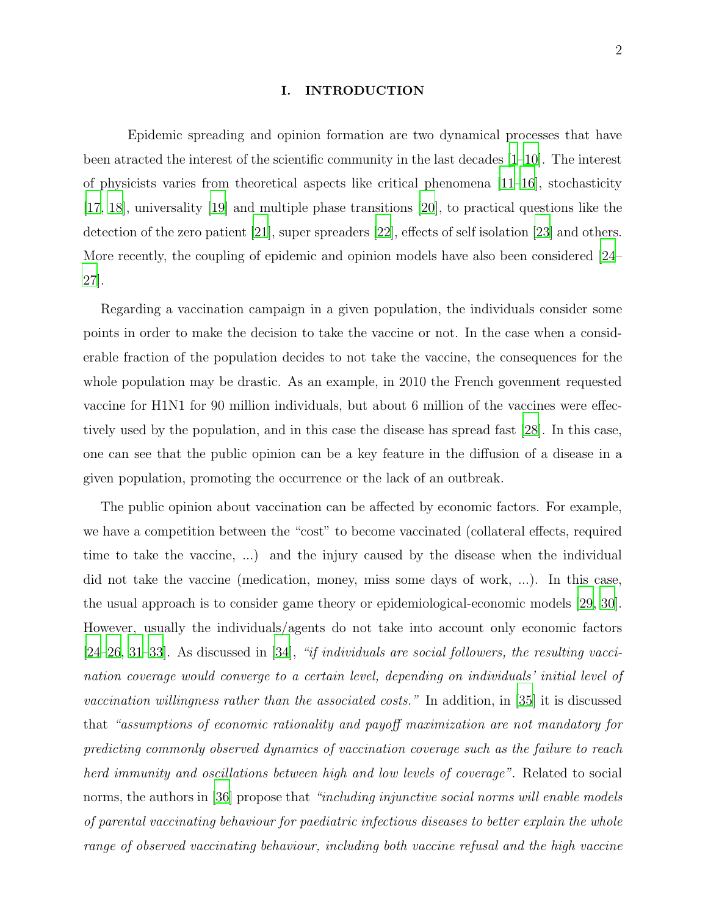## I. INTRODUCTION

Epidemic spreading and opinion formation are two dynamical processes that have been atracted the interest of the scientific community in the last decades [1–10]. The interest of physicists varies from theoretical aspects like critical phenomena [11–16], stochasticity [17, 18], universality [19] and multiple phase transitions [20], to practical questions like the detection of the zero patient [21], super spreaders [22], effects of self isolation [23] and others. More recently, the coupling of epidemic and opinion models have also been considered [24–27].

Regarding a vaccination campaign in a given population, the individuals consider some points in order to make the decision to take the vaccine or not. In the case when a considerable fraction of the population decides to not take the vaccine, the consequences for the whole population may be drastic. As an example, in 2010 the French govenment requested vaccine for H1N1 for 90 million individuals, but about 6 million of the vaccines were effectively used by the population, and in this case the disease has spread fast [28]. In this case, one can see that the public opinion can be a key feature in the diffusion of a disease in a given population, promoting the occurrence or the lack of an outbreak.

The public opinion about vaccination can be affected by economic factors. For example, we have a competition between the "cost" to become vaccinated (collateral effects, required time to take the vaccine, ...) and the injury caused by the disease when the individual did not take the vaccine (medication, money, miss some days of work, ...). In this case, the usual approach is to consider game theory or epidemiological-economic models [29, 30]. However, usually the individuals/agents do not take into account only economic factors [24–26, 31–33]. As discussed in [34], *"if individuals are social followers, the resulting vaccination coverage would converge to a certain level, depending on individuals' initial level of vaccination willingness rather than the associated costs."* In addition, in [35] it is discussed that *"assumptions of economic rationality and payoff maximization are not mandatory for predicting commonly observed dynamics of vaccination coverage such as the failure to reach herd immunity and oscillations between high and low levels of coverage".* Related to social norms, the authors in [36] propose that *"including injunctive social norms will enable models of parental vaccinating behaviour for paediatric infectious diseases to better explain the whole range of observed vaccinating behaviour, including both vaccine refusal and the high vaccine*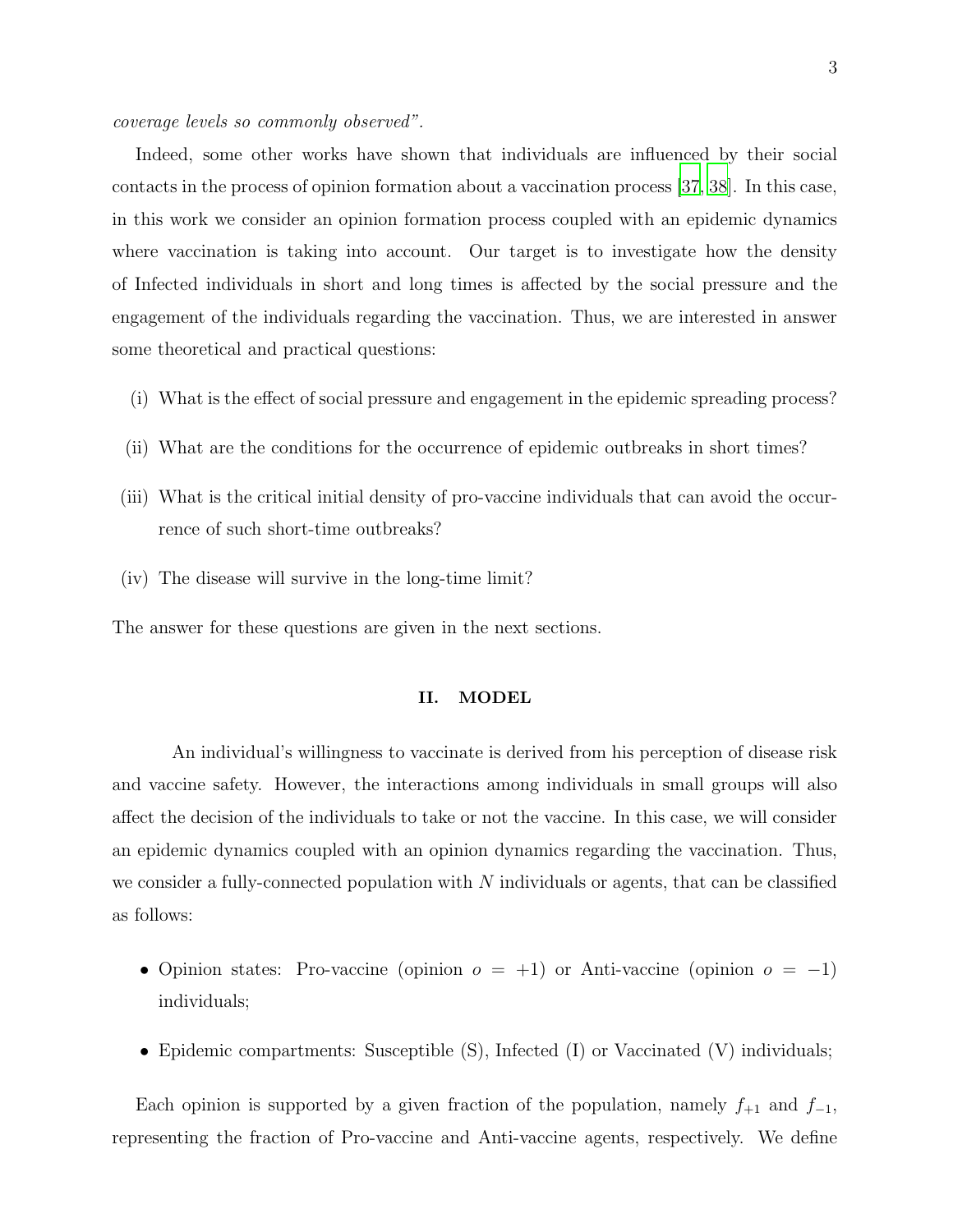*coverage levels so commonly observed".*

Indeed, some other works have shown that individuals are influenced by their social contacts in the process of opinion formation about a vaccination process [37, 38]. In this case, in this work we consider an opinion formation process coupled with an epidemic dynamics where vaccination is taking into account. Our target is to investigate how the density of Infected individuals in short and long times is affected by the social pressure and the engagement of the individuals regarding the vaccination. Thus, we are interested in answer some theoretical and practical questions:

(i) What is the effect of social pressure and engagement in the epidemic spreading process?

(ii) What are the conditions for the occurrence of epidemic outbreaks in short times?

(iii) What is the critical initial density of pro-vaccine individuals that can avoid the occurrence of such short-time outbreaks?

(iv) The disease will survive in the long-time limit?

The answer for these questions are given in the next sections.

## II. MODEL

An individual's willingness to vaccinate is derived from his perception of disease risk and vaccine safety. However, the interactions among individuals in small groups will also affect the decision of the individuals to take or not the vaccine. In this case, we will consider an epidemic dynamics coupled with an opinion dynamics regarding the vaccination. Thus, we consider a fully-connected population with $N$ individuals or agents, that can be classified as follows:

- Opinion states: Pro-vaccine (opinion $o = +1$) or Anti-vaccine (opinion $o = -1$) individuals;
- Epidemic compartments: Susceptible (S), Infected (I) or Vaccinated (V) individuals;

Each opinion is supported by a given fraction of the population, namely $f_{+1}$ and $f_{-1}$, representing the fraction of Pro-vaccine and Anti-vaccine agents, respectively. We define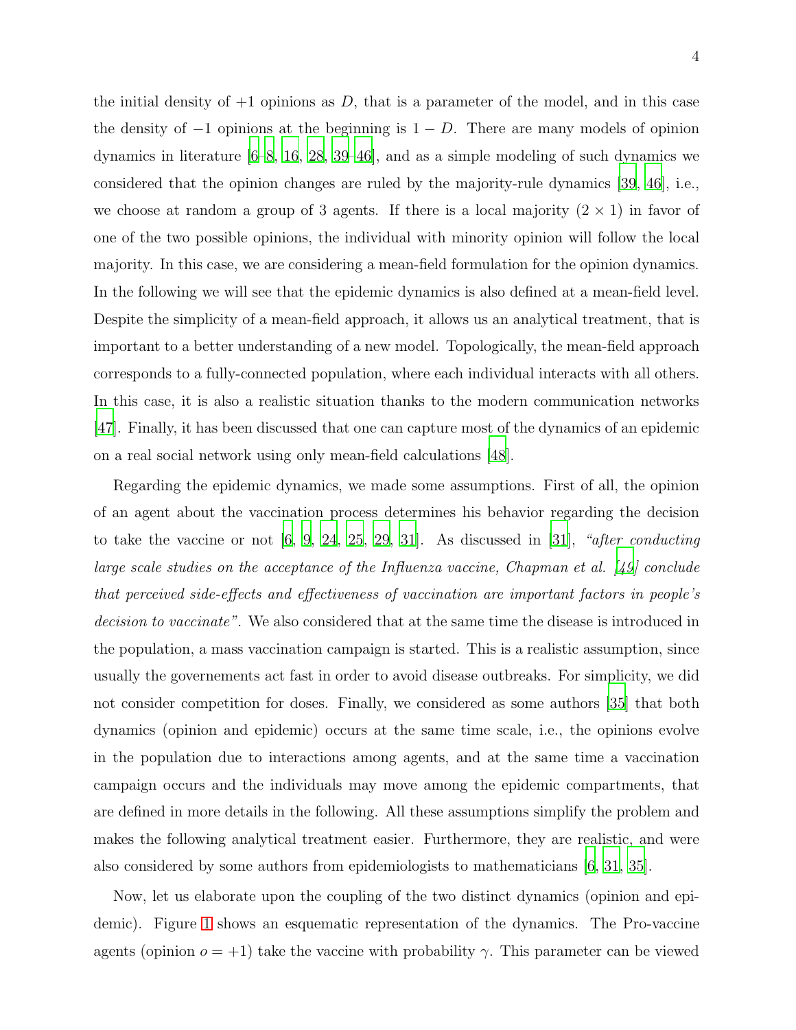the initial density of $+1$ opinions as $D$, that is a parameter of the model, and in this case the density of $-1$ opinions at the beginning is $1 - D$. There are many models of opinion dynamics in literature [6–8, 16, 28, 39–46], and as a simple modeling of such dynamics we considered that the opinion changes are ruled by the majority-rule dynamics [39, 46], i.e., we choose at random a group of 3 agents. If there is a local majority ($2 \times 1$) in favor of one of the two possible opinions, the individual with minority opinion will follow the local majority. In this case, we are considering a mean-field formulation for the opinion dynamics. In the following we will see that the epidemic dynamics is also defined at a mean-field level. Despite the simplicity of a mean-field approach, it allows us an analytical treatment, that is important to a better understanding of a new model. Topologically, the mean-field approach corresponds to a fully-connected population, where each individual interacts with all others. In this case, it is also a realistic situation thanks to the modern communication networks [47]. Finally, it has been discussed that one can capture most of the dynamics of an epidemic on a real social network using only mean-field calculations [48].

Regarding the epidemic dynamics, we made some assumptions. First of all, the opinion of an agent about the vaccination process determines his behavior regarding the decision to take the vaccine or not [6, 9, 24, 25, 29, 31]. As discussed in [31], *"after conducting large scale studies on the acceptance of the Influenza vaccine, Chapman et al. [49] conclude that perceived side-effects and effectiveness of vaccination are important factors in people's decision to vaccinate"*. We also considered that at the same time the disease is introduced in the population, a mass vaccination campaign is started. This is a realistic assumption, since usually the governements act fast in order to avoid disease outbreaks. For simplicity, we did not consider competition for doses. Finally, we considered as some authors [35] that both dynamics (opinion and epidemic) occurs at the same time scale, i.e., the opinions evolve in the population due to interactions among agents, and at the same time a vaccination campaign occurs and the individuals may move among the epidemic compartments, that are defined in more details in the following. All these assumptions simplify the problem and makes the following analytical treatment easier. Furthermore, they are realistic, and were also considered by some authors from epidemiologists to mathematicians [6, 31, 35].

Now, let us elaborate upon the coupling of the two distinct dynamics (opinion and epidemic). Figure 1 shows an esquematic representation of the dynamics. The Pro-vaccine agents (opinion $o = +1$) take the vaccine with probability $\gamma$. This parameter can be viewed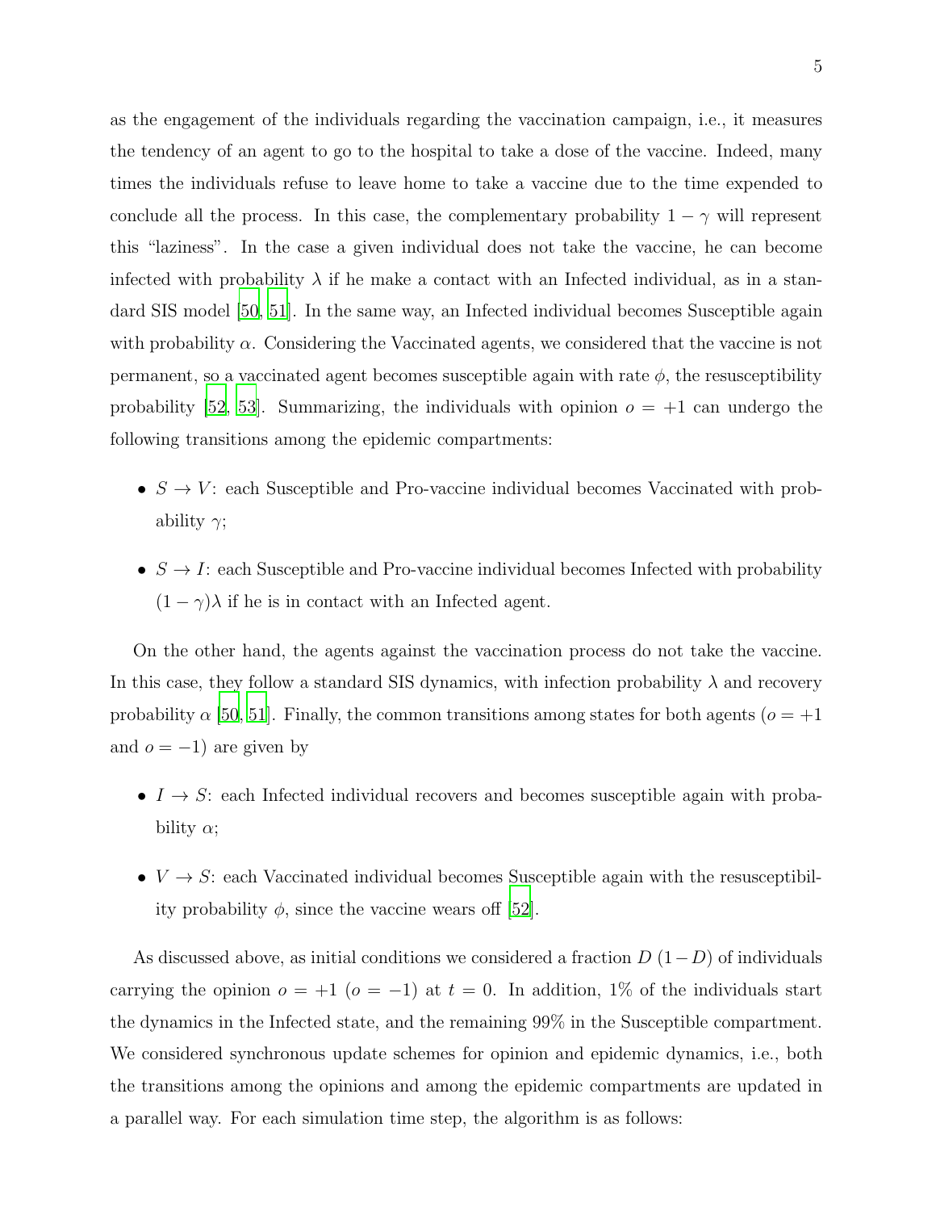as the engagement of the individuals regarding the vaccination campaign, i.e., it measures the tendency of an agent to go to the hospital to take a dose of the vaccine. Indeed, many times the individuals refuse to leave home to take a vaccine due to the time expended to conclude all the process. In this case, the complementary probability $1 - \gamma$ will represent this "laziness". In the case a given individual does not take the vaccine, he can become infected with probability $\lambda$ if he make a contact with an Infected individual, as in a standard SIS model [50, 51]. In the same way, an Infected individual becomes Susceptible again with probability $\alpha$. Considering the Vaccinated agents, we considered that the vaccine is not permanent, so a vaccinated agent becomes susceptible again with rate $\phi$, the resusceptibility probability [52, 53]. Summarizing, the individuals with opinion $o = +1$ can undergo the following transitions among the epidemic compartments:

- $S \to V$: each Susceptible and Pro-vaccine individual becomes Vaccinated with probability $\gamma$;
- $S \to I$: each Susceptible and Pro-vaccine individual becomes Infected with probability $(1 - \gamma)\lambda$ if he is in contact with an Infected agent.

On the other hand, the agents against the vaccination process do not take the vaccine. In this case, they follow a standard SIS dynamics, with infection probability $\lambda$ and recovery probability $\alpha$ [50, 51]. Finally, the common transitions among states for both agents ($o = +1$ and $o = -1$) are given by

- $I \to S$: each Infected individual recovers and becomes susceptible again with probability $\alpha$;
- $V \to S$: each Vaccinated individual becomes Susceptible again with the resusceptibility probability $\phi$, since the vaccine wears off [52].

As discussed above, as initial conditions we considered a fraction $D$ $(1-D)$ of individuals carrying the opinion $o = +1$ $(o = -1)$ at $t = 0$. In addition, 1% of the individuals start the dynamics in the Infected state, and the remaining 99% in the Susceptible compartment. We considered synchronous update schemes for opinion and epidemic dynamics, i.e., both the transitions among the opinions and among the epidemic compartments are updated in a parallel way. For each simulation time step, the algorithm is as follows: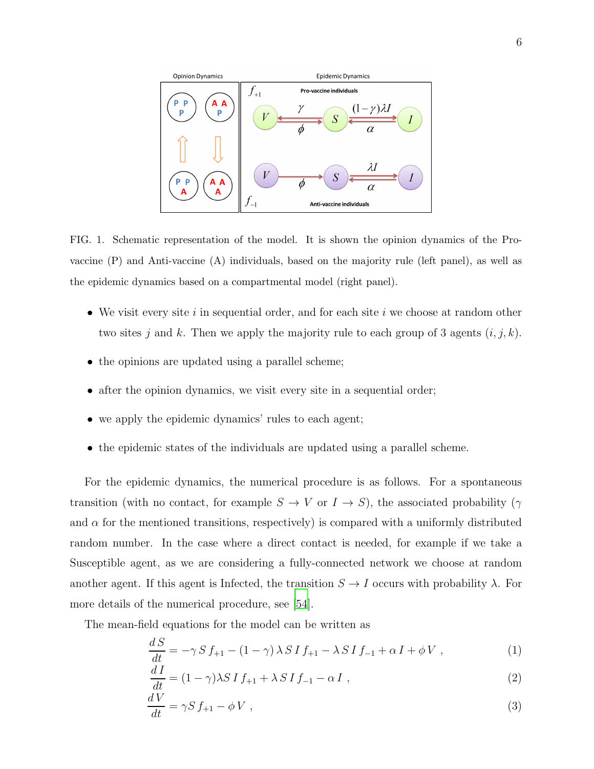FIG. 1. Schematic representation of the model. It is shown the opinion dynamics of the Pro-vaccine (P) and Anti-vaccine (A) individuals, based on the majority rule (left panel), as well as the epidemic dynamics based on a compartmental model (right panel).

- We visit every site $i$ in sequential order, and for each site $i$ we choose at random other two sites $j$ and $k$. Then we apply the majority rule to each group of 3 agents $(i, j, k)$.
- the opinions are updated using a parallel scheme;
- after the opinion dynamics, we visit every site in a sequential order;
- we apply the epidemic dynamics' rules to each agent;
- the epidemic states of the individuals are updated using a parallel scheme.

For the epidemic dynamics, the numerical procedure is as follows. For a spontaneous transition (with no contact, for example $S \to V$ or $I \to S$), the associated probability ($\gamma$ and $\alpha$ for the mentioned transitions, respectively) is compared with a uniformly distributed random number. In the case where a direct contact is needed, for example if we take a Susceptible agent, as we are considering a fully-connected network we choose at random another agent. If this agent is Infected, the transition $S \to I$ occurs with probability $\lambda$. For more details of the numerical procedure, see [54].

The mean-field equations for the model can be written as

$$\frac{dS}{dt} = -\gamma\, S\, f_{+1} - (1-\gamma)\,\lambda\, S\, I\, f_{+1} - \lambda\, S\, I\, f_{-1} + \alpha\, I + \phi\, V\ , \tag{1}$$

$$\frac{dI}{dt} = (1-\gamma)\lambda S\, I\, f_{+1} + \lambda\, S\, I\, f_{-1} - \alpha\, I\ , \tag{2}$$

$$\frac{dV}{dt} = \gamma S\, f_{+1} - \phi\, V\ , \tag{3}$$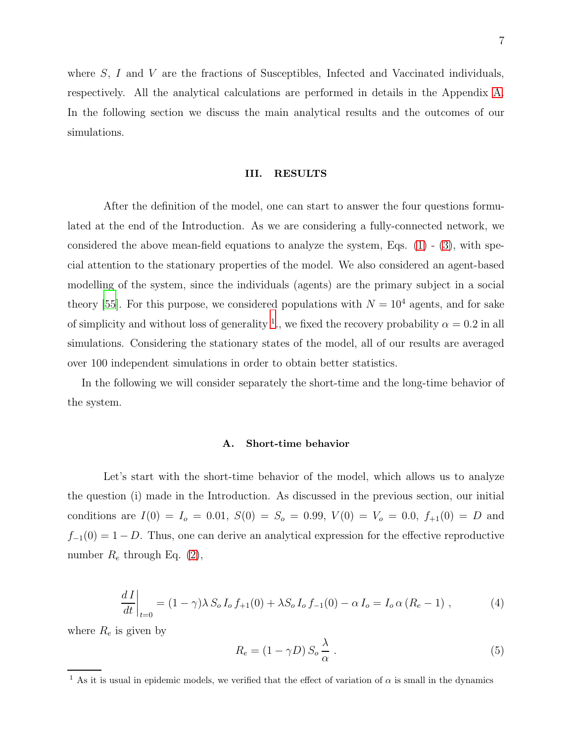where $S$, $I$ and $V$ are the fractions of Susceptibles, Infected and Vaccinated individuals, respectively. All the analytical calculations are performed in details in the Appendix A. In the following section we discuss the main analytical results and the outcomes of our simulations.

## III. RESULTS

After the definition of the model, one can start to answer the four questions formulated at the end of the Introduction. As we are considering a fully-connected network, we considered the above mean-field equations to analyze the system, Eqs. (1) - (3), with special attention to the stationary properties of the model. We also considered an agent-based modelling of the system, since the individuals (agents) are the primary subject in a social theory [55]. For this purpose, we considered populations with $N = 10^4$ agents, and for sake of simplicity and without loss of generality [1]., we fixed the recovery probability $\alpha = 0.2$ in all simulations. Considering the stationary states of the model, all of our results are averaged over 100 independent simulations in order to obtain better statistics.

In the following we will consider separately the short-time and the long-time behavior of the system.

### A. Short-time behavior

Let's start with the short-time behavior of the model, which allows us to analyze the question (i) made in the Introduction. As discussed in the previous section, our initial conditions are $I(0) = I_o = 0.01$, $S(0) = S_o = 0.99$, $V(0) = V_o = 0.0$, $f_{+1}(0) = D$ and $f_{-1}(0) = 1 - D$. Thus, one can derive an analytical expression for the effective reproductive number $R_e$ through Eq. (2),

$$\left.\frac{d\,I}{dt}\right|_{t=0} = (1-\gamma)\lambda\, S_o\, I_o\, f_{+1}(0) + \lambda S_o\, I_o\, f_{-1}(0) - \alpha\, I_o = I_o\, \alpha\, (R_e - 1) \ , \tag{4}$$

where $R_e$ is given by

$$R_e = (1 - \gamma D)\, S_o\, \frac{\lambda}{\alpha} \ . \tag{5}$$

[1] As it is usual in epidemic models, we verified that the effect of variation of $\alpha$ is small in the dynamics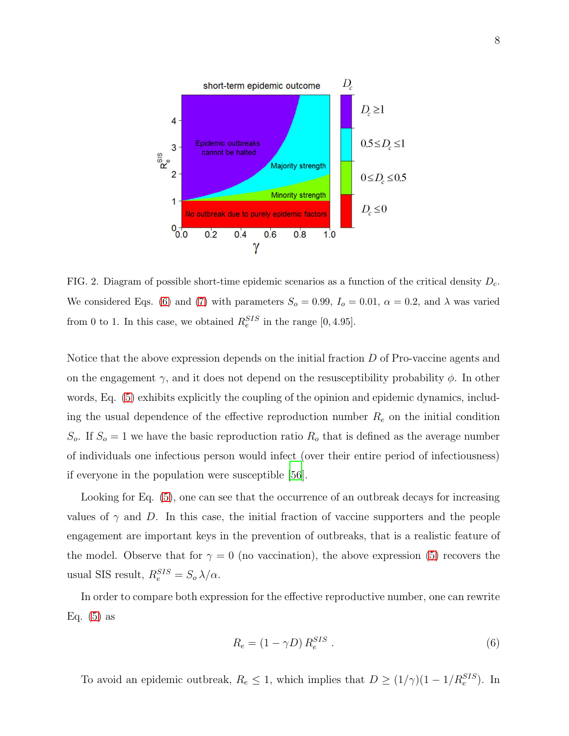FIG. 2. Diagram of possible short-time epidemic scenarios as a function of the critical density $D_c$. We considered Eqs. (6) and (7) with parameters $S_o = 0.99$, $I_o = 0.01$, $\alpha = 0.2$, and $\lambda$ was varied from 0 to 1. In this case, we obtained $R_e^{SIS}$ in the range $[0, 4.95]$.

Notice that the above expression depends on the initial fraction $D$ of Pro-vaccine agents and on the engagement $\gamma$, and it does not depend on the resusceptibility probability $\phi$. In other words, Eq. (5) exhibits explicitly the coupling of the opinion and epidemic dynamics, including the usual dependence of the effective reproduction number $R_e$ on the initial condition $S_o$. If $S_o = 1$ we have the basic reproduction ratio $R_o$ that is defined as the average number of individuals one infectious person would infect (over their entire period of infectiousness) if everyone in the population were susceptible [56].

Looking for Eq. (5), one can see that the occurrence of an outbreak decays for increasing values of $\gamma$ and $D$. In this case, the initial fraction of vaccine supporters and the people engagement are important keys in the prevention of outbreaks, that is a realistic feature of the model. Observe that for $\gamma = 0$ (no vaccination), the above expression (5) recovers the usual SIS result, $R_e^{SIS} = S_o\,\lambda/\alpha$.

In order to compare both expression for the effective reproductive number, one can rewrite Eq. (5) as

$$R_e = (1 - \gamma D)\, R_e^{SIS} \; . \tag{6}$$

To avoid an epidemic outbreak, $R_e \leq 1$, which implies that $D \geq (1/\gamma)(1 - 1/R_e^{SIS})$. In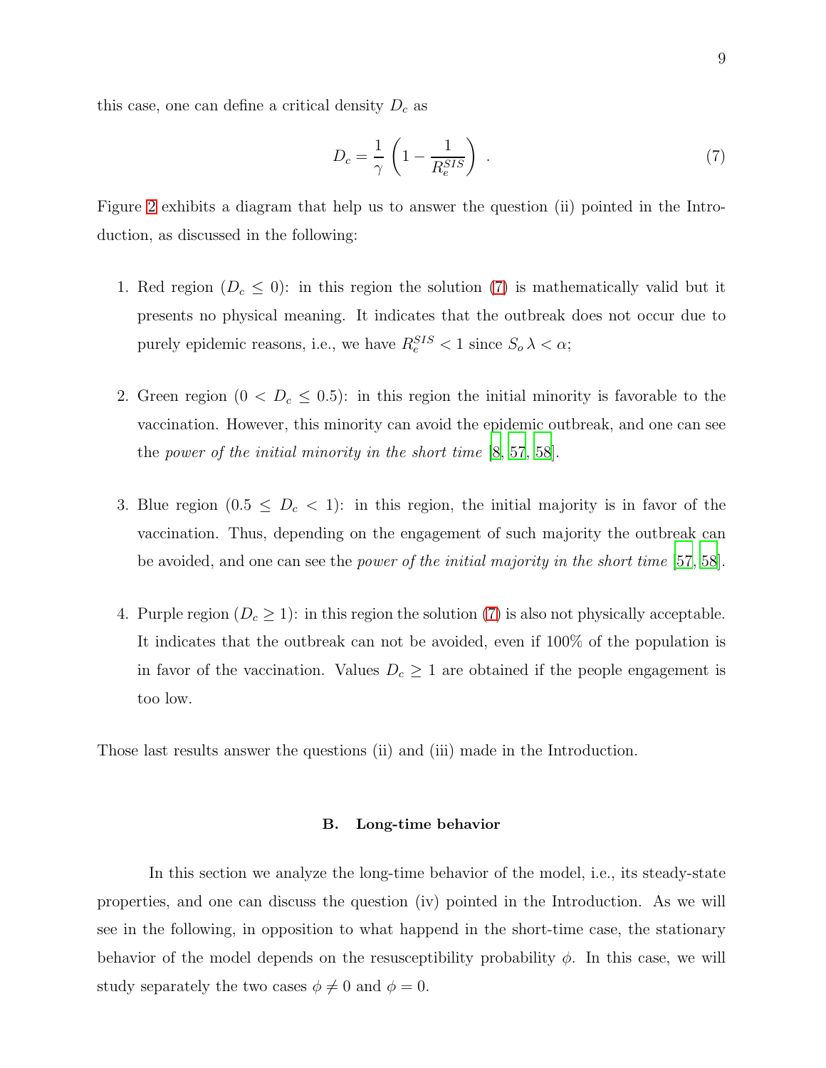this case, one can define a critical density $D_c$ as

$$D_c = \frac{1}{\gamma}\left(1 - \frac{1}{R_e^{SIS}}\right) \ . \tag{7}$$

Figure 2 exhibits a diagram that help us to answer the question (ii) pointed in the Introduction, as discussed in the following:

1. Red region ($D_c \leq 0$): in this region the solution (7) is mathematically valid but it presents no physical meaning. It indicates that the outbreak does not occur due to purely epidemic reasons, i.e., we have $R_e^{SIS} < 1$ since $S_o\,\lambda < \alpha$;

2. Green region ($0 < D_c \leq 0.5$): in this region the initial minority is favorable to the vaccination. However, this minority can avoid the epidemic outbreak, and one can see the *power of the initial minority in the short time* [8, 57, 58].

3. Blue region ($0.5 \leq D_c < 1$): in this region, the initial majority is in favor of the vaccination. Thus, depending on the engagement of such majority the outbreak can be avoided, and one can see the *power of the initial majority in the short time* [57, 58].

4. Purple region ($D_c \geq 1$): in this region the solution (7) is also not physically acceptable. It indicates that the outbreak can not be avoided, even if 100% of the population is in favor of the vaccination. Values $D_c \geq 1$ are obtained if the people engagement is too low.

Those last results answer the questions (ii) and (iii) made in the Introduction.

### B. Long-time behavior

In this section we analyze the long-time behavior of the model, i.e., its steady-state properties, and one can discuss the question (iv) pointed in the Introduction. As we will see in the following, in opposition to what happend in the short-time case, the stationary behavior of the model depends on the resusceptibility probability $\phi$. In this case, we will study separately the two cases $\phi \neq 0$ and $\phi = 0$.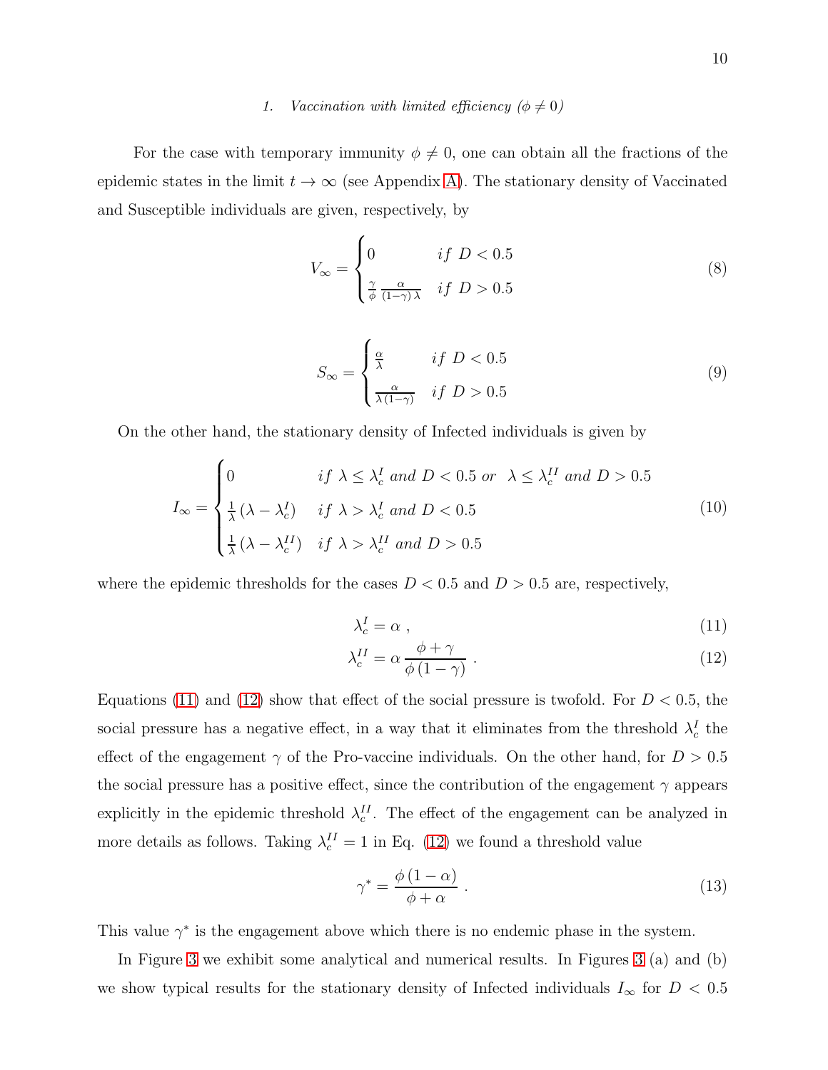#### 1. Vaccination with limited efficiency ($\phi \neq 0$)

For the case with temporary immunity $\phi \neq 0$, one can obtain all the fractions of the epidemic states in the limit $t \to \infty$ (see Appendix A). The stationary density of Vaccinated and Susceptible individuals are given, respectively, by

$$V_\infty = \begin{cases} 0 & if \ D < 0.5 \\ \frac{\gamma}{\phi} \frac{\alpha}{(1-\gamma)\,\lambda} & if \ D > 0.5 \end{cases} \tag{8}$$

$$S_\infty = \begin{cases} \frac{\alpha}{\lambda} & if \ D < 0.5 \\ \frac{\alpha}{\lambda\,(1-\gamma)} & if \ D > 0.5 \end{cases} \tag{9}$$

On the other hand, the stationary density of Infected individuals is given by

$$I_\infty = \begin{cases} 0 & if \ \lambda \leq \lambda_c^I \ and \ D < 0.5 \ or \ \ \lambda \leq \lambda_c^{II} \ and \ D > 0.5 \\ \frac{1}{\lambda}\,(\lambda - \lambda_c^I) & if \ \lambda > \lambda_c^I \ and \ D < 0.5 \\ \frac{1}{\lambda}\,(\lambda - \lambda_c^{II}) & if \ \lambda > \lambda_c^{II} \ and \ D > 0.5 \end{cases} \tag{10}$$

where the epidemic thresholds for the cases $D < 0.5$ and $D > 0.5$ are, respectively,

$$\lambda_c^I = \alpha \ , \tag{11}$$

$$\lambda_c^{II} = \alpha \, \frac{\phi + \gamma}{\phi\,(1-\gamma)} \ . \tag{12}$$

Equations (11) and (12) show that effect of the social pressure is twofold. For $D < 0.5$, the social pressure has a negative effect, in a way that it eliminates from the threshold $\lambda_c^I$ the effect of the engagement $\gamma$ of the Pro-vaccine individuals. On the other hand, for $D > 0.5$ the social pressure has a positive effect, since the contribution of the engagement $\gamma$ appears explicitly in the epidemic threshold $\lambda_c^{II}$. The effect of the engagement can be analyzed in more details as follows. Taking $\lambda_c^{II} = 1$ in Eq. (12) we found a threshold value

$$\gamma^* = \frac{\phi\,(1-\alpha)}{\phi + \alpha} \ . \tag{13}$$

This value $\gamma^*$ is the engagement above which there is no endemic phase in the system.

In Figure 3 we exhibit some analytical and numerical results. In Figures 3 (a) and (b) we show typical results for the stationary density of Infected individuals $I_\infty$ for $D < 0.5$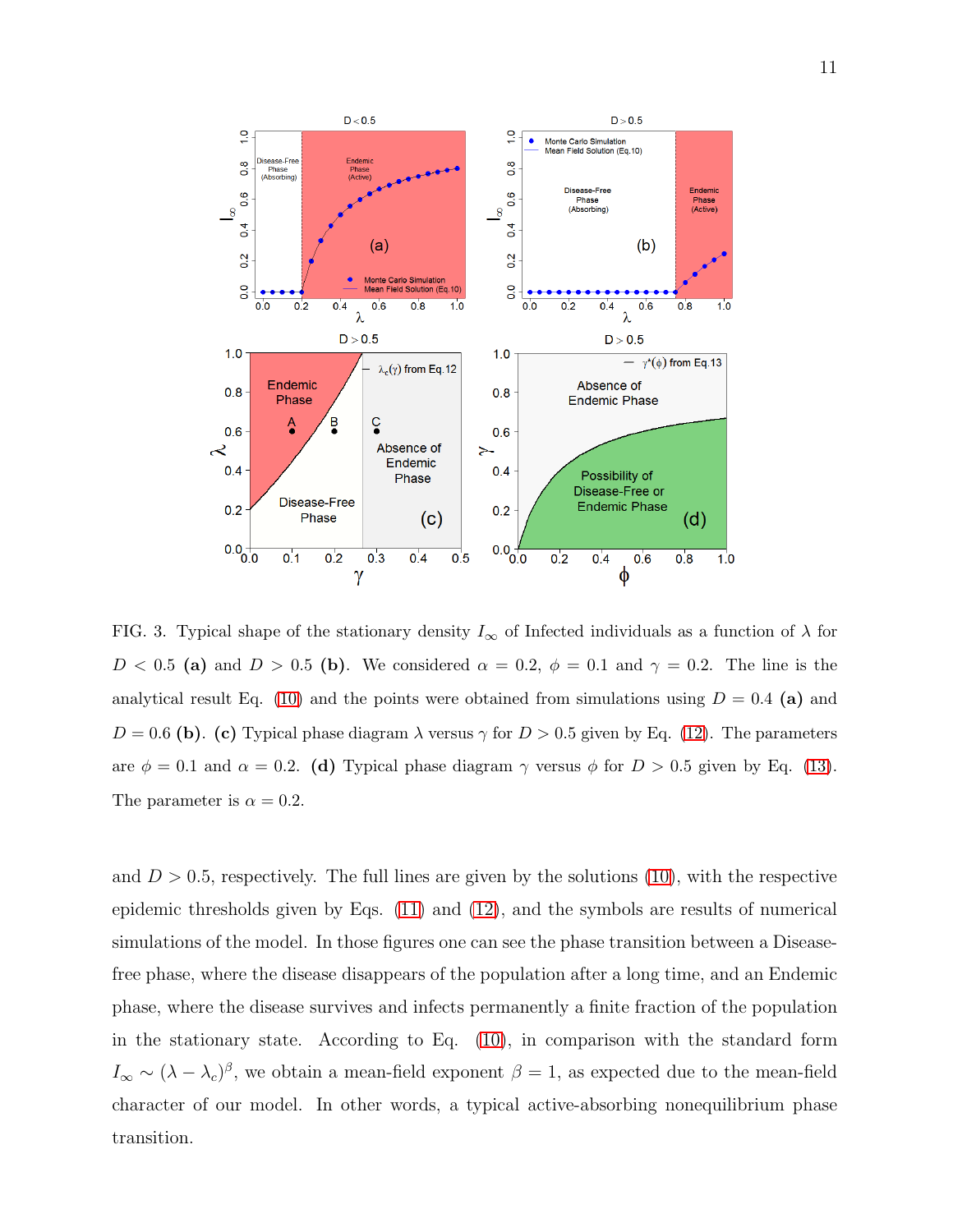FIG. 3. Typical shape of the stationary density $I_\infty$ of Infected individuals as a function of $\lambda$ for $D < 0.5$ **(a)** and $D > 0.5$ **(b)**. We considered $\alpha = 0.2$, $\phi = 0.1$ and $\gamma = 0.2$. The line is the analytical result Eq. (10) and the points were obtained from simulations using $D = 0.4$ **(a)** and $D = 0.6$ **(b)**. **(c)** Typical phase diagram $\lambda$ versus $\gamma$ for $D > 0.5$ given by Eq. (12). The parameters are $\phi = 0.1$ and $\alpha = 0.2$. **(d)** Typical phase diagram $\gamma$ versus $\phi$ for $D > 0.5$ given by Eq. (13). The parameter is $\alpha = 0.2$.

and $D > 0.5$, respectively. The full lines are given by the solutions (10), with the respective epidemic thresholds given by Eqs. (11) and (12), and the symbols are results of numerical simulations of the model. In those figures one can see the phase transition between a Disease-free phase, where the disease disappears of the population after a long time, and an Endemic phase, where the disease survives and infects permanently a finite fraction of the population in the stationary state. According to Eq. (10), in comparison with the standard form $I_\infty \sim (\lambda - \lambda_c)^\beta$, we obtain a mean-field exponent $\beta = 1$, as expected due to the mean-field character of our model. In other words, a typical active-absorbing nonequilibrium phase transition.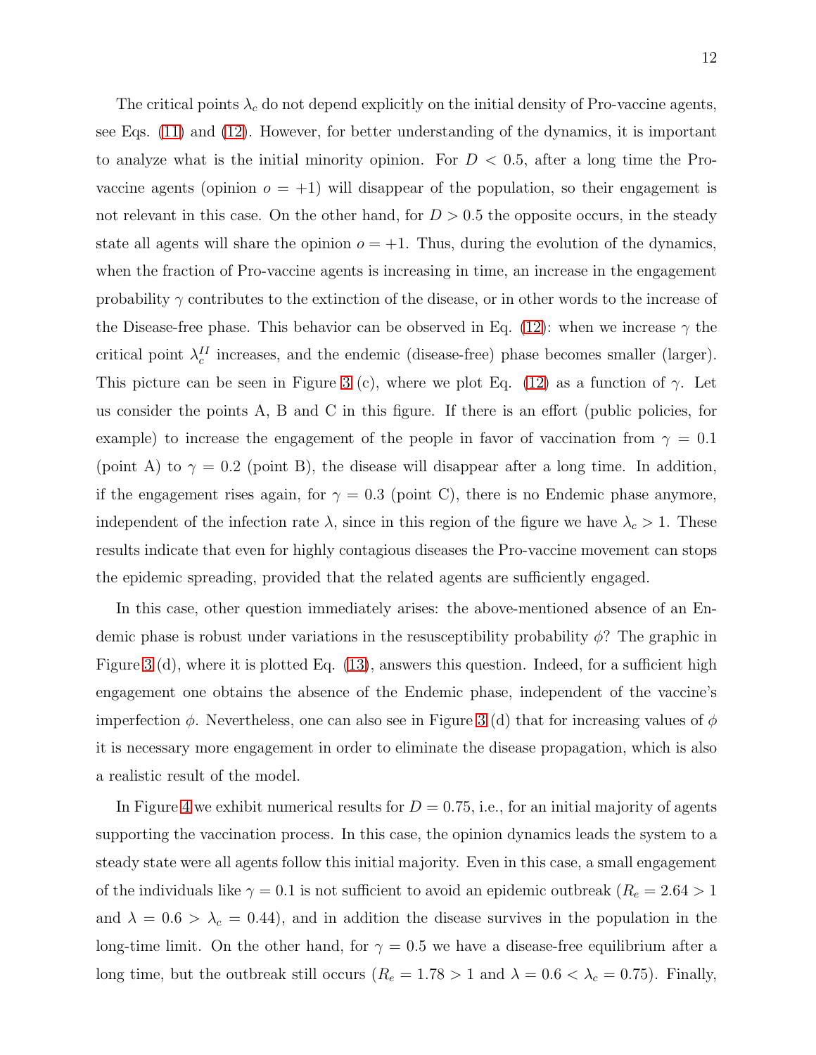The critical points $\lambda_c$ do not depend explicitly on the initial density of Pro-vaccine agents, see Eqs. (11) and (12). However, for better understanding of the dynamics, it is important to analyze what is the initial minority opinion. For $D < 0.5$, after a long time the Pro-vaccine agents (opinion $o = +1$) will disappear of the population, so their engagement is not relevant in this case. On the other hand, for $D > 0.5$ the opposite occurs, in the steady state all agents will share the opinion $o = +1$. Thus, during the evolution of the dynamics, when the fraction of Pro-vaccine agents is increasing in time, an increase in the engagement probability $\gamma$ contributes to the extinction of the disease, or in other words to the increase of the Disease-free phase. This behavior can be observed in Eq. (12): when we increase $\gamma$ the critical point $\lambda_c^{II}$ increases, and the endemic (disease-free) phase becomes smaller (larger). This picture can be seen in Figure 3 (c), where we plot Eq. (12) as a function of $\gamma$. Let us consider the points A, B and C in this figure. If there is an effort (public policies, for example) to increase the engagement of the people in favor of vaccination from $\gamma = 0.1$ (point A) to $\gamma = 0.2$ (point B), the disease will disappear after a long time. In addition, if the engagement rises again, for $\gamma = 0.3$ (point C), there is no Endemic phase anymore, independent of the infection rate $\lambda$, since in this region of the figure we have $\lambda_c > 1$. These results indicate that even for highly contagious diseases the Pro-vaccine movement can stops the epidemic spreading, provided that the related agents are sufficiently engaged.

In this case, other question immediately arises: the above-mentioned absence of an Endemic phase is robust under variations in the resusceptibility probability $\phi$? The graphic in Figure 3 (d), where it is plotted Eq. (13), answers this question. Indeed, for a sufficient high engagement one obtains the absence of the Endemic phase, independent of the vaccine's imperfection $\phi$. Nevertheless, one can also see in Figure 3 (d) that for increasing values of $\phi$ it is necessary more engagement in order to eliminate the disease propagation, which is also a realistic result of the model.

In Figure 4 we exhibit numerical results for $D = 0.75$, i.e., for an initial majority of agents supporting the vaccination process. In this case, the opinion dynamics leads the system to a steady state were all agents follow this initial majority. Even in this case, a small engagement of the individuals like $\gamma = 0.1$ is not sufficient to avoid an epidemic outbreak ($R_e = 2.64 > 1$ and $\lambda = 0.6 > \lambda_c = 0.44$), and in addition the disease survives in the population in the long-time limit. On the other hand, for $\gamma = 0.5$ we have a disease-free equilibrium after a long time, but the outbreak still occurs ($R_e = 1.78 > 1$ and $\lambda = 0.6 < \lambda_c = 0.75$). Finally,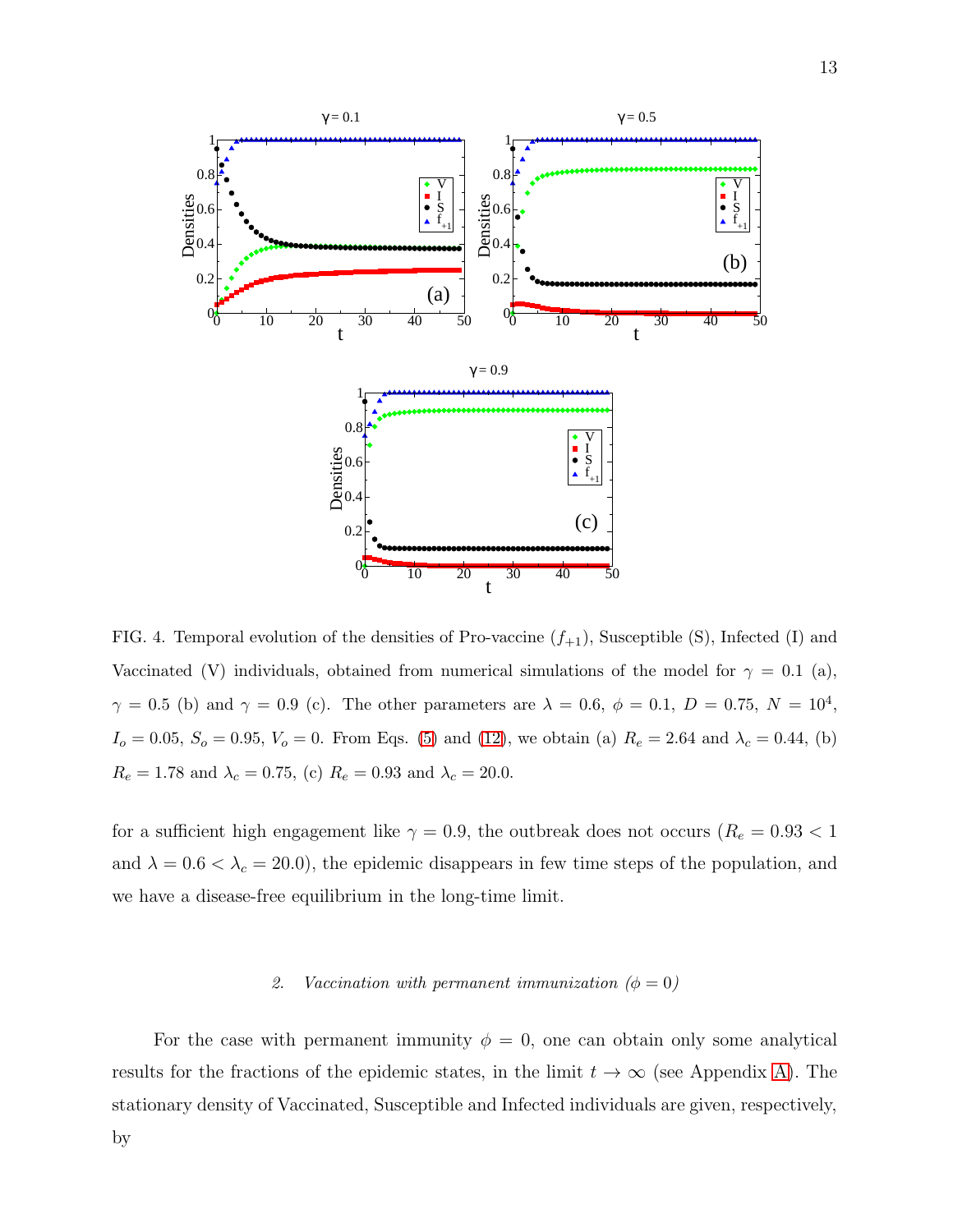FIG. 4. Temporal evolution of the densities of Pro-vaccine ($f_{+1}$), Susceptible (S), Infected (I) and Vaccinated (V) individuals, obtained from numerical simulations of the model for $\gamma = 0.1$ (a), $\gamma = 0.5$ (b) and $\gamma = 0.9$ (c). The other parameters are $\lambda = 0.6$, $\phi = 0.1$, $D = 0.75$, $N = 10^4$, $I_o = 0.05$, $S_o = 0.95$, $V_o = 0$. From Eqs. (5) and (12), we obtain (a) $R_e = 2.64$ and $\lambda_c = 0.44$, (b) $R_e = 1.78$ and $\lambda_c = 0.75$, (c) $R_e = 0.93$ and $\lambda_c = 20.0$.

for a sufficient high engagement like $\gamma = 0.9$, the outbreak does not occurs ($R_e = 0.93 < 1$ and $\lambda = 0.6 < \lambda_c = 20.0$), the epidemic disappears in few time steps of the population, and we have a disease-free equilibrium in the long-time limit.

### 2. *Vaccination with permanent immunization ($\phi = 0$)*

For the case with permanent immunity $\phi = 0$, one can obtain only some analytical results for the fractions of the epidemic states, in the limit $t \to \infty$ (see Appendix A). The stationary density of Vaccinated, Susceptible and Infected individuals are given, respectively, by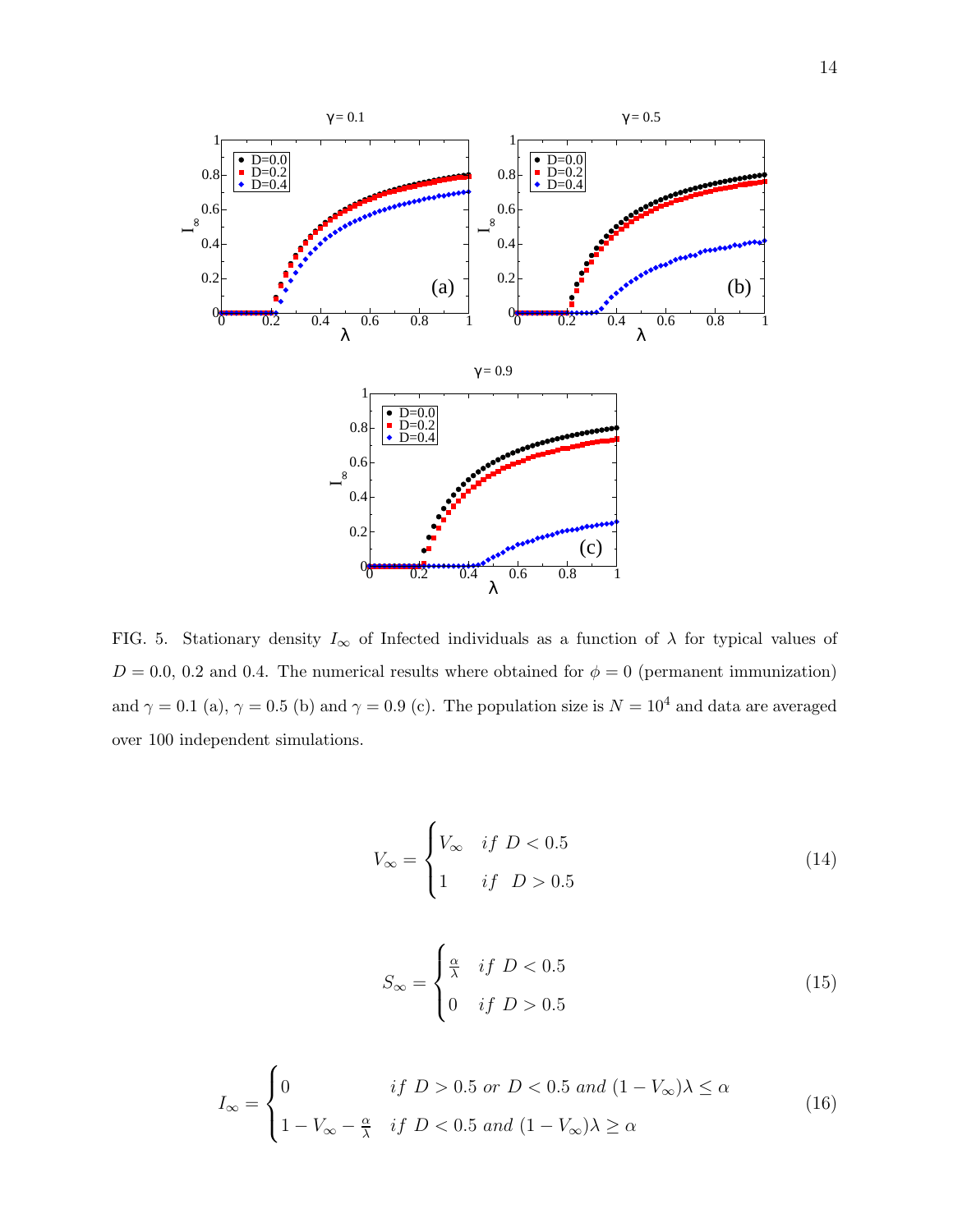FIG. 5. Stationary density $I_\infty$ of Infected individuals as a function of $\lambda$ for typical values of $D = 0.0$, $0.2$ and $0.4$. The numerical results where obtained for $\phi = 0$ (permanent immunization) and $\gamma = 0.1$ (a), $\gamma = 0.5$ (b) and $\gamma = 0.9$ (c). The population size is $N = 10^4$ and data are averaged over 100 independent simulations.

$$V_\infty = \begin{cases} V_\infty & if \ D < 0.5 \\ 1 & if \ \ D > 0.5 \end{cases} \tag{14}$$

$$S_\infty = \begin{cases} \frac{\alpha}{\lambda} & if \ D < 0.5 \\ 0 & if \ D > 0.5 \end{cases} \tag{15}$$

$$I_\infty = \begin{cases} 0 & if \ D > 0.5 \ or \ D < 0.5 \ and \ (1 - V_\infty)\lambda \leq \alpha \\ 1 - V_\infty - \frac{\alpha}{\lambda} & if \ D < 0.5 \ and \ (1 - V_\infty)\lambda \geq \alpha \end{cases} \tag{16}$$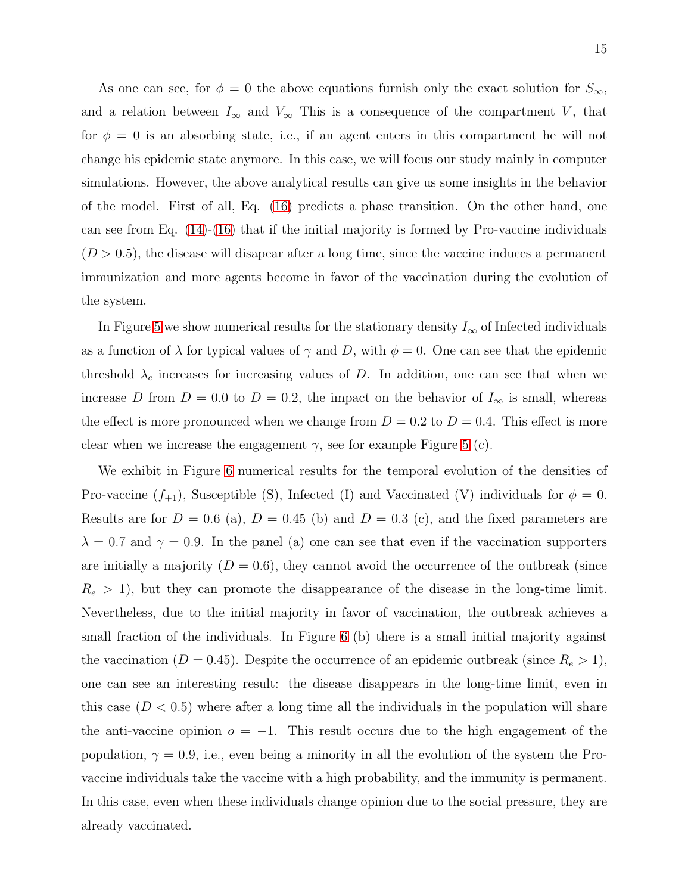As one can see, for $\phi = 0$ the above equations furnish only the exact solution for $S_\infty$, and a relation between $I_\infty$ and $V_\infty$ This is a consequence of the compartment $V$, that for $\phi = 0$ is an absorbing state, i.e., if an agent enters in this compartment he will not change his epidemic state anymore. In this case, we will focus our study mainly in computer simulations. However, the above analytical results can give us some insights in the behavior of the model. First of all, Eq. (16) predicts a phase transition. On the other hand, one can see from Eq. (14)-(16) that if the initial majority is formed by Pro-vaccine individuals ($D > 0.5$), the disease will disapear after a long time, since the vaccine induces a permanent immunization and more agents become in favor of the vaccination during the evolution of the system.

In Figure 5 we show numerical results for the stationary density $I_\infty$ of Infected individuals as a function of $\lambda$ for typical values of $\gamma$ and $D$, with $\phi = 0$. One can see that the epidemic threshold $\lambda_c$ increases for increasing values of $D$. In addition, one can see that when we increase $D$ from $D = 0.0$ to $D = 0.2$, the impact on the behavior of $I_\infty$ is small, whereas the effect is more pronounced when we change from $D = 0.2$ to $D = 0.4$. This effect is more clear when we increase the engagement $\gamma$, see for example Figure 5 (c).

We exhibit in Figure 6 numerical results for the temporal evolution of the densities of Pro-vaccine ($f_{+1}$), Susceptible (S), Infected (I) and Vaccinated (V) individuals for $\phi = 0$. Results are for $D = 0.6$ (a), $D = 0.45$ (b) and $D = 0.3$ (c), and the fixed parameters are $\lambda = 0.7$ and $\gamma = 0.9$. In the panel (a) one can see that even if the vaccination supporters are initially a majority ($D = 0.6$), they cannot avoid the occurrence of the outbreak (since $R_e > 1$), but they can promote the disappearance of the disease in the long-time limit. Nevertheless, due to the initial majority in favor of vaccination, the outbreak achieves a small fraction of the individuals. In Figure 6 (b) there is a small initial majority against the vaccination ($D = 0.45$). Despite the occurrence of an epidemic outbreak (since $R_e > 1$), one can see an interesting result: the disease disappears in the long-time limit, even in this case ($D < 0.5$) where after a long time all the individuals in the population will share the anti-vaccine opinion $o = -1$. This result occurs due to the high engagement of the population, $\gamma = 0.9$, i.e., even being a minority in all the evolution of the system the Pro-vaccine individuals take the vaccine with a high probability, and the immunity is permanent. In this case, even when these individuals change opinion due to the social pressure, they are already vaccinated.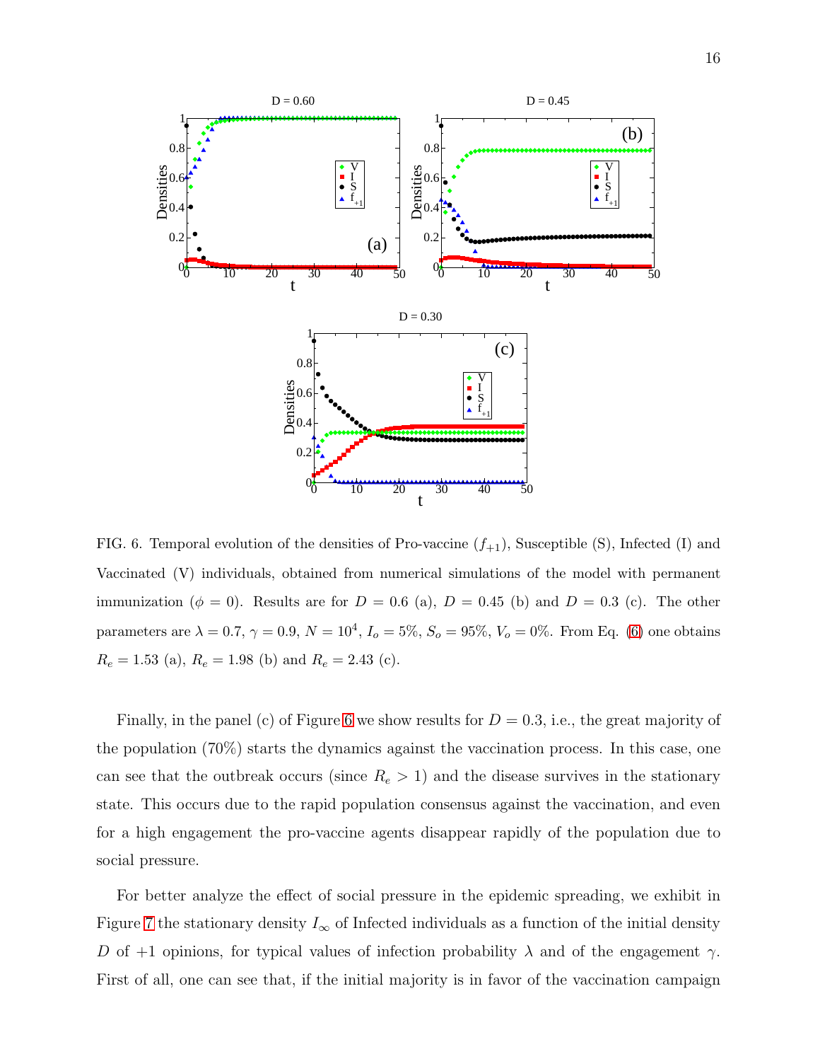FIG. 6. Temporal evolution of the densities of Pro-vaccine ($f_{+1}$), Susceptible (S), Infected (I) and Vaccinated (V) individuals, obtained from numerical simulations of the model with permanent immunization ($\phi = 0$). Results are for $D = 0.6$ (a), $D = 0.45$ (b) and $D = 0.3$ (c). The other parameters are $\lambda = 0.7$, $\gamma = 0.9$, $N = 10^4$, $I_o = 5\%$, $S_o = 95\%$, $V_o = 0\%$. From Eq. (6) one obtains $R_e = 1.53$ (a), $R_e = 1.98$ (b) and $R_e = 2.43$ (c).

Finally, in the panel (c) of Figure 6 we show results for $D = 0.3$, i.e., the great majority of the population (70%) starts the dynamics against the vaccination process. In this case, one can see that the outbreak occurs (since $R_e > 1$) and the disease survives in the stationary state. This occurs due to the rapid population consensus against the vaccination, and even for a high engagement the pro-vaccine agents disappear rapidly of the population due to social pressure.

For better analyze the effect of social pressure in the epidemic spreading, we exhibit in Figure 7 the stationary density $I_\infty$ of Infected individuals as a function of the initial density $D$ of +1 opinions, for typical values of infection probability $\lambda$ and of the engagement $\gamma$. First of all, one can see that, if the initial majority is in favor of the vaccination campaign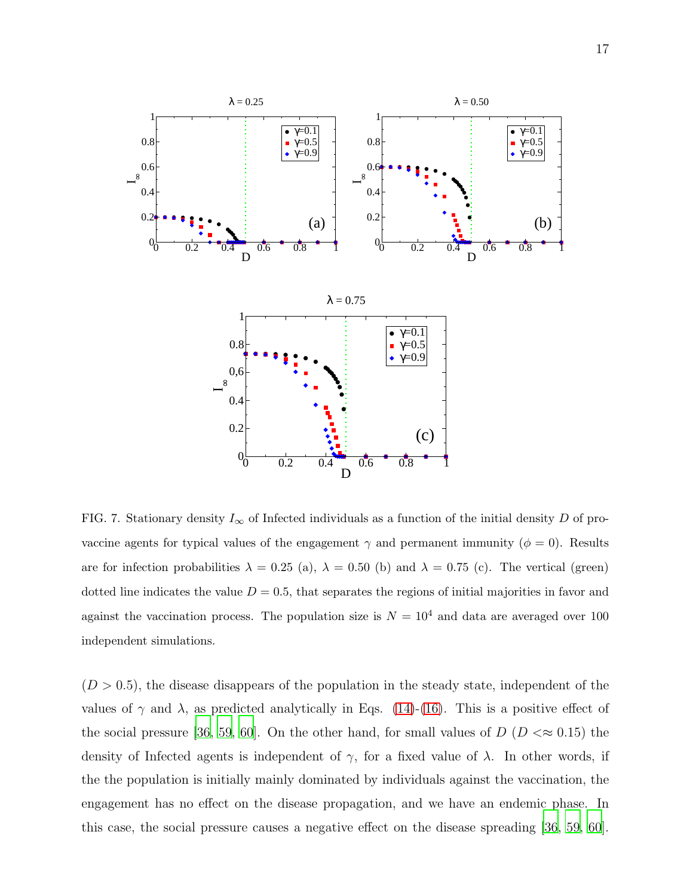FIG. 7. Stationary density $I_\infty$ of Infected individuals as a function of the initial density $D$ of pro-vaccine agents for typical values of the engagement $\gamma$ and permanent immunity ($\phi = 0$). Results are for infection probabilities $\lambda = 0.25$ (a), $\lambda = 0.50$ (b) and $\lambda = 0.75$ (c). The vertical (green) dotted line indicates the value $D = 0.5$, that separates the regions of initial majorities in favor and against the vaccination process. The population size is $N = 10^4$ and data are averaged over 100 independent simulations.

($D > 0.5$), the disease disappears of the population in the steady state, independent of the values of $\gamma$ and $\lambda$, as predicted analytically in Eqs. (14)-(16). This is a positive effect of the social pressure [36, 59, 60]. On the other hand, for small values of $D$ ($D <\approx 0.15$) the density of Infected agents is independent of $\gamma$, for a fixed value of $\lambda$. In other words, if the the population is initially mainly dominated by individuals against the vaccination, the engagement has no effect on the disease propagation, and we have an endemic phase. In this case, the social pressure causes a negative effect on the disease spreading [36, 59, 60].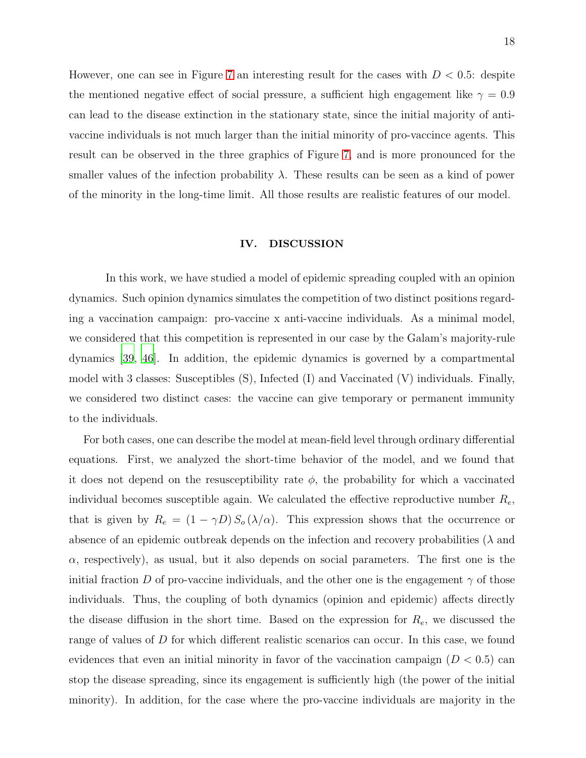However, one can see in Figure 7 an interesting result for the cases with $D < 0.5$: despite the mentioned negative effect of social pressure, a sufficient high engagement like $\gamma = 0.9$ can lead to the disease extinction in the stationary state, since the initial majority of anti-vaccine individuals is not much larger than the initial minority of pro-vaccince agents. This result can be observed in the three graphics of Figure 7, and is more pronounced for the smaller values of the infection probability $\lambda$. These results can be seen as a kind of power of the minority in the long-time limit. All those results are realistic features of our model.

## IV. DISCUSSION

In this work, we have studied a model of epidemic spreading coupled with an opinion dynamics. Such opinion dynamics simulates the competition of two distinct positions regarding a vaccination campaign: pro-vaccine x anti-vaccine individuals. As a minimal model, we considered that this competition is represented in our case by the Galam's majority-rule dynamics [39, 46]. In addition, the epidemic dynamics is governed by a compartmental model with 3 classes: Susceptibles (S), Infected (I) and Vaccinated (V) individuals. Finally, we considered two distinct cases: the vaccine can give temporary or permanent immunity to the individuals.

For both cases, one can describe the model at mean-field level through ordinary differential equations. First, we analyzed the short-time behavior of the model, and we found that it does not depend on the resusceptibility rate $\phi$, the probability for which a vaccinated individual becomes susceptible again. We calculated the effective reproductive number $R_e$, that is given by $R_e = (1 - \gamma D)\, S_o\, (\lambda/\alpha)$. This expression shows that the occurrence or absence of an epidemic outbreak depends on the infection and recovery probabilities ($\lambda$ and $\alpha$, respectively), as usual, but it also depends on social parameters. The first one is the initial fraction $D$ of pro-vaccine individuals, and the other one is the engagement $\gamma$ of those individuals. Thus, the coupling of both dynamics (opinion and epidemic) affects directly the disease diffusion in the short time. Based on the expression for $R_e$, we discussed the range of values of $D$ for which different realistic scenarios can occur. In this case, we found evidences that even an initial minority in favor of the vaccination campaign ($D < 0.5$) can stop the disease spreading, since its engagement is sufficiently high (the power of the initial minority). In addition, for the case where the pro-vaccine individuals are majority in the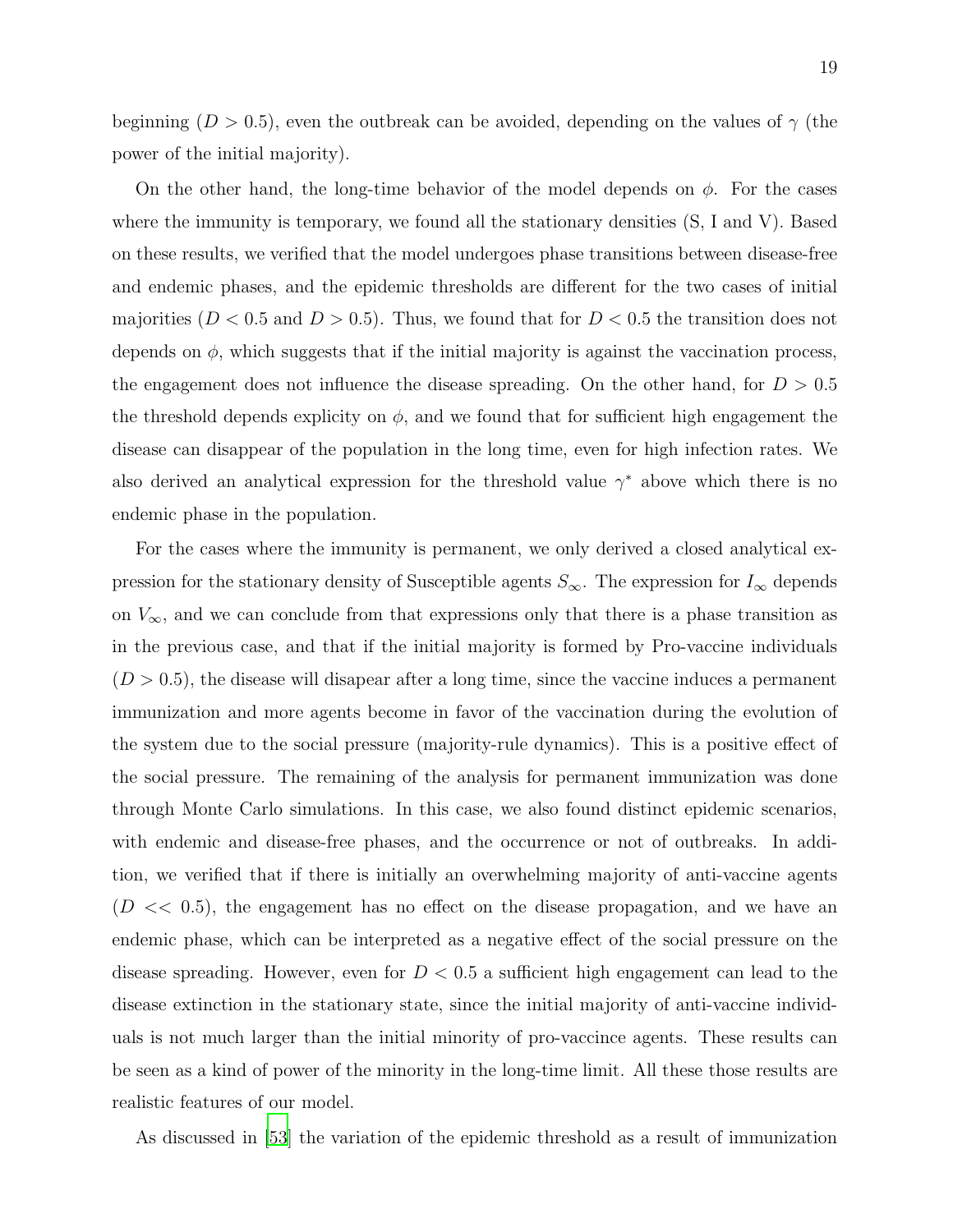beginning ($D > 0.5$), even the outbreak can be avoided, depending on the values of $\gamma$ (the power of the initial majority).

On the other hand, the long-time behavior of the model depends on $\phi$. For the cases where the immunity is temporary, we found all the stationary densities (S, I and V). Based on these results, we verified that the model undergoes phase transitions between disease-free and endemic phases, and the epidemic thresholds are different for the two cases of initial majorities ($D < 0.5$ and $D > 0.5$). Thus, we found that for $D < 0.5$ the transition does not depends on $\phi$, which suggests that if the initial majority is against the vaccination process, the engagement does not influence the disease spreading. On the other hand, for $D > 0.5$ the threshold depends explicity on $\phi$, and we found that for sufficient high engagement the disease can disappear of the population in the long time, even for high infection rates. We also derived an analytical expression for the threshold value $\gamma^*$ above which there is no endemic phase in the population.

For the cases where the immunity is permanent, we only derived a closed analytical expression for the stationary density of Susceptible agents $S_\infty$. The expression for $I_\infty$ depends on $V_\infty$, and we can conclude from that expressions only that there is a phase transition as in the previous case, and that if the initial majority is formed by Pro-vaccine individuals ($D > 0.5$), the disease will disapear after a long time, since the vaccine induces a permanent immunization and more agents become in favor of the vaccination during the evolution of the system due to the social pressure (majority-rule dynamics). This is a positive effect of the social pressure. The remaining of the analysis for permanent immunization was done through Monte Carlo simulations. In this case, we also found distinct epidemic scenarios, with endemic and disease-free phases, and the occurrence or not of outbreaks. In addition, we verified that if there is initially an overwhelming majority of anti-vaccine agents ($D << 0.5$), the engagement has no effect on the disease propagation, and we have an endemic phase, which can be interpreted as a negative effect of the social pressure on the disease spreading. However, even for $D < 0.5$ a sufficient high engagement can lead to the disease extinction in the stationary state, since the initial majority of anti-vaccine individuals is not much larger than the initial minority of pro-vaccince agents. These results can be seen as a kind of power of the minority in the long-time limit. All these those results are realistic features of our model.

As discussed in [53] the variation of the epidemic threshold as a result of immunization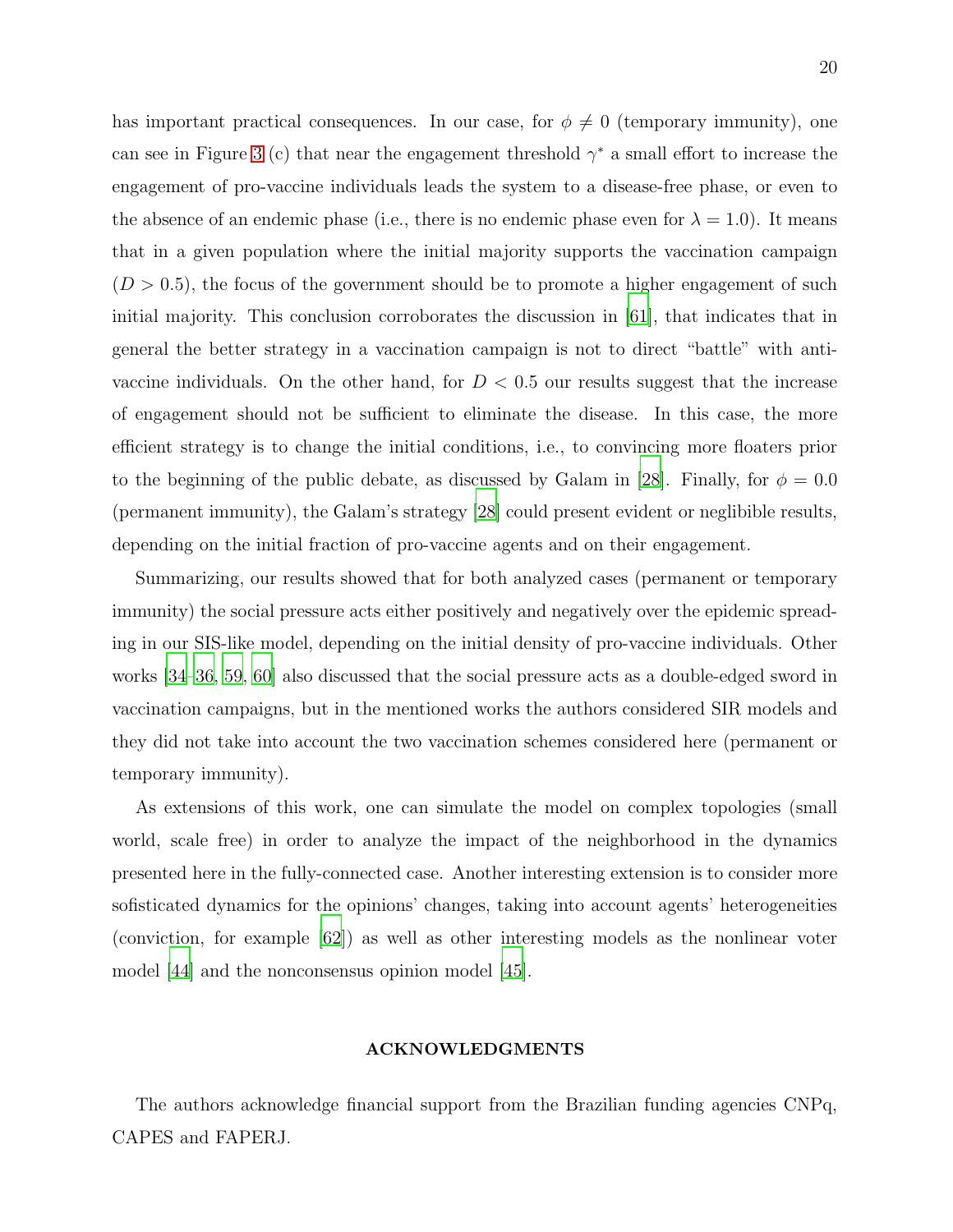has important practical consequences. In our case, for $\phi \neq 0$ (temporary immunity), one can see in Figure 3 (c) that near the engagement threshold $\gamma^*$ a small effort to increase the engagement of pro-vaccine individuals leads the system to a disease-free phase, or even to the absence of an endemic phase (i.e., there is no endemic phase even for $\lambda = 1.0$). It means that in a given population where the initial majority supports the vaccination campaign ($D > 0.5$), the focus of the government should be to promote a higher engagement of such initial majority. This conclusion corroborates the discussion in [61], that indicates that in general the better strategy in a vaccination campaign is not to direct "battle" with anti-vaccine individuals. On the other hand, for $D < 0.5$ our results suggest that the increase of engagement should not be sufficient to eliminate the disease. In this case, the more efficient strategy is to change the initial conditions, i.e., to convincing more floaters prior to the beginning of the public debate, as discussed by Galam in [28]. Finally, for $\phi = 0.0$ (permanent immunity), the Galam's strategy [28] could present evident or neglibible results, depending on the initial fraction of pro-vaccine agents and on their engagement.

Summarizing, our results showed that for both analyzed cases (permanent or temporary immunity) the social pressure acts either positively and negatively over the epidemic spreading in our SIS-like model, depending on the initial density of pro-vaccine individuals. Other works [34–36, 59, 60] also discussed that the social pressure acts as a double-edged sword in vaccination campaigns, but in the mentioned works the authors considered SIR models and they did not take into account the two vaccination schemes considered here (permanent or temporary immunity).

As extensions of this work, one can simulate the model on complex topologies (small world, scale free) in order to analyze the impact of the neighborhood in the dynamics presented here in the fully-connected case. Another interesting extension is to consider more sofisticated dynamics for the opinions' changes, taking into account agents' heterogeneities (conviction, for example [62]) as well as other interesting models as the nonlinear voter model [44] and the nonconsensus opinion model [45].

## ACKNOWLEDGMENTS

The authors acknowledge financial support from the Brazilian funding agencies CNPq, CAPES and FAPERJ.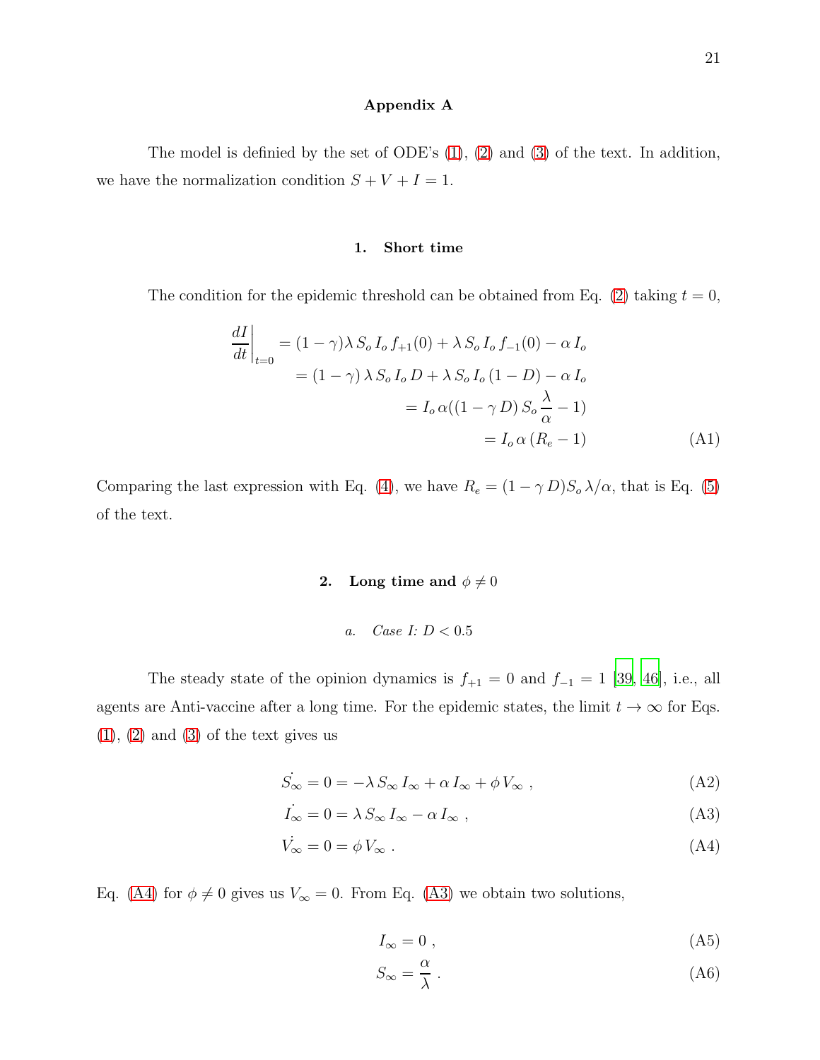## Appendix A

The model is definied by the set of ODE's (1), (2) and (3) of the text. In addition, we have the normalization condition $S + V + I = 1$.

### 1. Short time

The condition for the epidemic threshold can be obtained from Eq. (2) taking $t = 0$,

$$\begin{aligned}
\left.\frac{dI}{dt}\right|_{t=0} &= (1-\gamma)\lambda\, S_o\, I_o\, f_{+1}(0) + \lambda\, S_o\, I_o\, f_{-1}(0) - \alpha\, I_o \\
&= (1-\gamma)\,\lambda\, S_o\, I_o\, D + \lambda\, S_o\, I_o\,(1-D) - \alpha\, I_o \\
&= I_o\,\alpha((1-\gamma\, D)\, S_o\,\frac{\lambda}{\alpha} - 1) \\
&= I_o\,\alpha\,(R_e - 1)
\end{aligned} \tag{A1}$$

Comparing the last expression with Eq. (4), we have $R_e = (1-\gamma\, D) S_o\, \lambda/\alpha$, that is Eq. (5) of the text.

### 2. Long time and $\phi \neq 0$

#### a. *Case I: $D < 0.5$*

The steady state of the opinion dynamics is $f_{+1} = 0$ and $f_{-1} = 1$ [39, 46], i.e., all agents are Anti-vaccine after a long time. For the epidemic states, the limit $t \to \infty$ for Eqs. (1), (2) and (3) of the text gives us

$$\dot{S_\infty} = 0 = -\lambda\, S_\infty\, I_\infty + \alpha\, I_\infty + \phi\, V_\infty \;, \tag{A2}$$

$$\dot{I_\infty} = 0 = \lambda\, S_\infty\, I_\infty - \alpha\, I_\infty \;, \tag{A3}$$

$$\dot{V_\infty} = 0 = \phi\, V_\infty \;. \tag{A4}$$

Eq. (A4) for $\phi \neq 0$ gives us $V_\infty = 0$. From Eq. (A3) we obtain two solutions,

$$I_\infty = 0 \;, \tag{A5}$$

$$S_\infty = \frac{\alpha}{\lambda} \;. \tag{A6}$$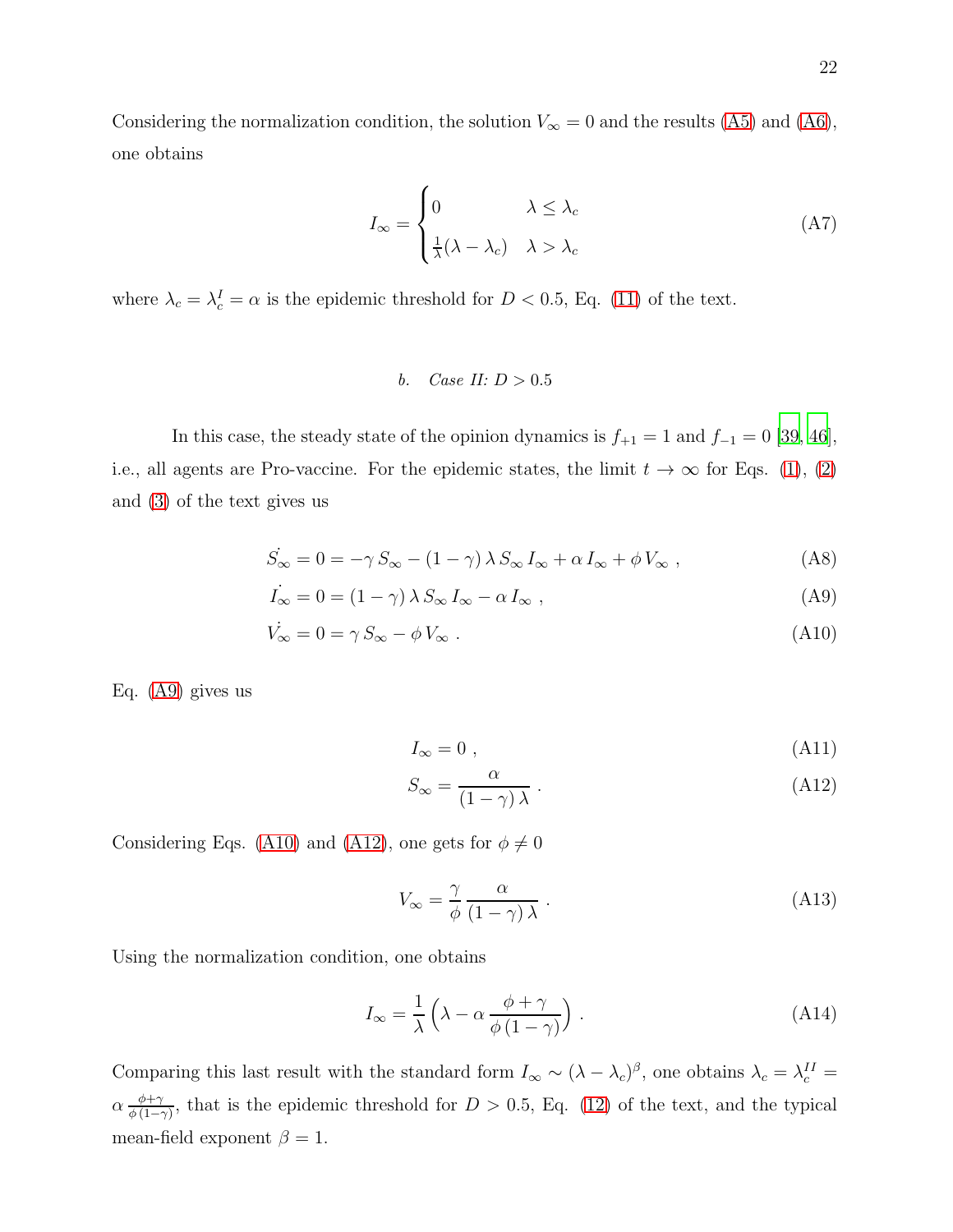Considering the normalization condition, the solution $V_\infty = 0$ and the results (A5) and (A6), one obtains

$$I_\infty = \begin{cases} 0 & \lambda \le \lambda_c \\ \frac{1}{\lambda}(\lambda - \lambda_c) & \lambda > \lambda_c \end{cases} \tag{A7}$$

where $\lambda_c = \lambda_c^I = \alpha$ is the epidemic threshold for $D < 0.5$, Eq. (11) of the text.

#### *b. Case II: $D > 0.5$*

In this case, the steady state of the opinion dynamics is $f_{+1} = 1$ and $f_{-1} = 0$ [39, 46], i.e., all agents are Pro-vaccine. For the epidemic states, the limit $t \to \infty$ for Eqs. (1), (2) and (3) of the text gives us

$$\dot{S_\infty} = 0 = -\gamma\, S_\infty - (1-\gamma)\,\lambda\, S_\infty\, I_\infty + \alpha\, I_\infty + \phi\, V_\infty \ , \tag{A8}$$

$$\dot{I_\infty} = 0 = (1-\gamma)\,\lambda\, S_\infty\, I_\infty - \alpha\, I_\infty \ , \tag{A9}$$

$$\dot{V_\infty} = 0 = \gamma\, S_\infty - \phi\, V_\infty \ . \tag{A10}$$

Eq. (A9) gives us

$$I_\infty = 0 \ , \tag{A11}$$

$$S_\infty = \frac{\alpha}{(1-\gamma)\,\lambda} \ . \tag{A12}$$

Considering Eqs. (A10) and (A12), one gets for $\phi \neq 0$

$$V_\infty = \frac{\gamma}{\phi}\,\frac{\alpha}{(1-\gamma)\,\lambda} \ . \tag{A13}$$

Using the normalization condition, one obtains

$$I_\infty = \frac{1}{\lambda}\left(\lambda - \alpha\,\frac{\phi+\gamma}{\phi\,(1-\gamma)}\right) \ . \tag{A14}$$

Comparing this last result with the standard form $I_\infty \sim (\lambda - \lambda_c)^\beta$, one obtains $\lambda_c = \lambda_c^{II} = \alpha\,\frac{\phi+\gamma}{\phi\,(1-\gamma)}$, that is the epidemic threshold for $D > 0.5$, Eq. (12) of the text, and the typical mean-field exponent $\beta = 1$.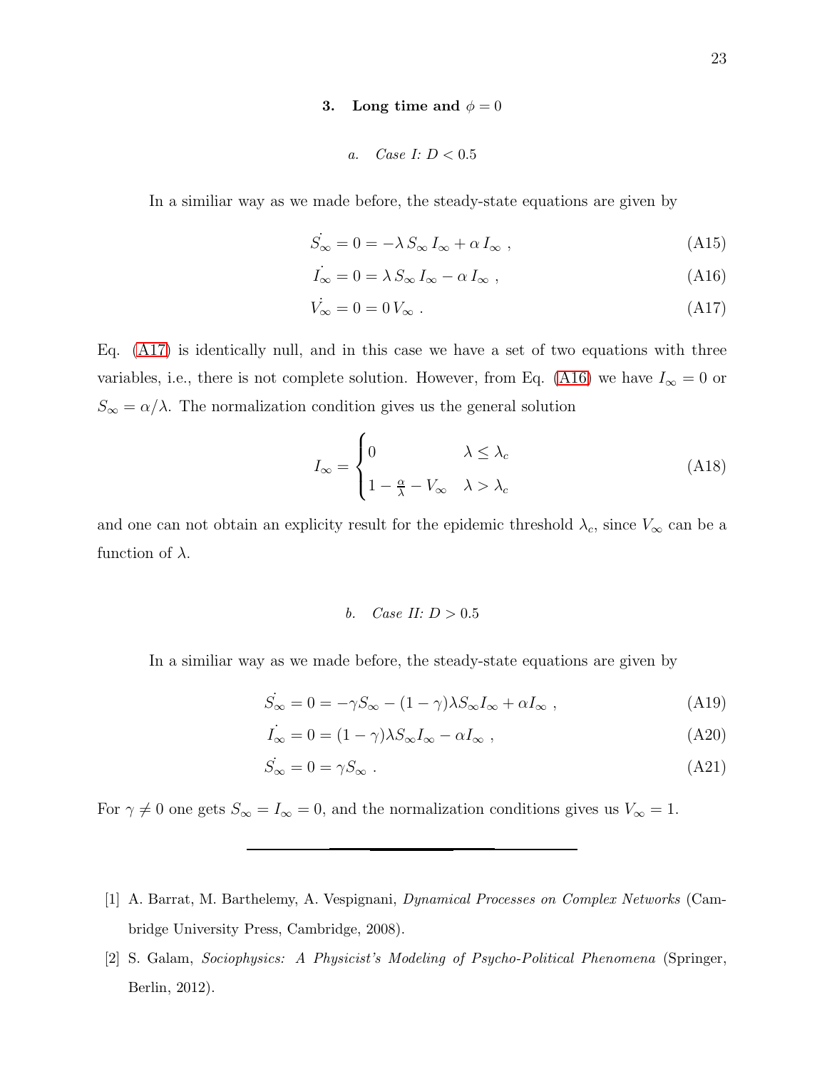### 3. Long time and $\phi = 0$

#### a. *Case I: $D < 0.5$*

In a similiar way as we made before, the steady-state equations are given by

$$\dot{S_\infty} = 0 = -\lambda\, S_\infty\, I_\infty + \alpha\, I_\infty \ , \tag{A15}$$

$$\dot{I_\infty} = 0 = \lambda\, S_\infty\, I_\infty - \alpha\, I_\infty \ , \tag{A16}$$

$$\dot{V_\infty} = 0 = 0\, V_\infty \ . \tag{A17}$$

Eq. (A17) is identically null, and in this case we have a set of two equations with three variables, i.e., there is not complete solution. However, from Eq. (A16) we have $I_\infty = 0$ or $S_\infty = \alpha/\lambda$. The normalization condition gives us the general solution

$$I_\infty = \begin{cases} 0 & \lambda \leq \lambda_c \\ 1 - \frac{\alpha}{\lambda} - V_\infty & \lambda > \lambda_c \end{cases} \tag{A18}$$

and one can not obtain an explicity result for the epidemic threshold $\lambda_c$, since $V_\infty$ can be a function of $\lambda$.

#### b. *Case II: $D > 0.5$*

In a similiar way as we made before, the steady-state equations are given by

$$\dot{S_\infty} = 0 = -\gamma S_\infty - (1-\gamma)\lambda S_\infty I_\infty + \alpha I_\infty \ , \tag{A19}$$

$$\dot{I_\infty} = 0 = (1-\gamma)\lambda S_\infty I_\infty - \alpha I_\infty \ , \tag{A20}$$

$$\dot{S_\infty} = 0 = \gamma S_\infty \ . \tag{A21}$$

For $\gamma \neq 0$ one gets $S_\infty = I_\infty = 0$, and the normalization conditions gives us $V_\infty = 1$.

---

[1] A. Barrat, M. Barthelemy, A. Vespignani, *Dynamical Processes on Complex Networks* (Cambridge University Press, Cambridge, 2008).

[2] S. Galam, *Sociophysics: A Physicist's Modeling of Psycho-Political Phenomena* (Springer, Berlin, 2012).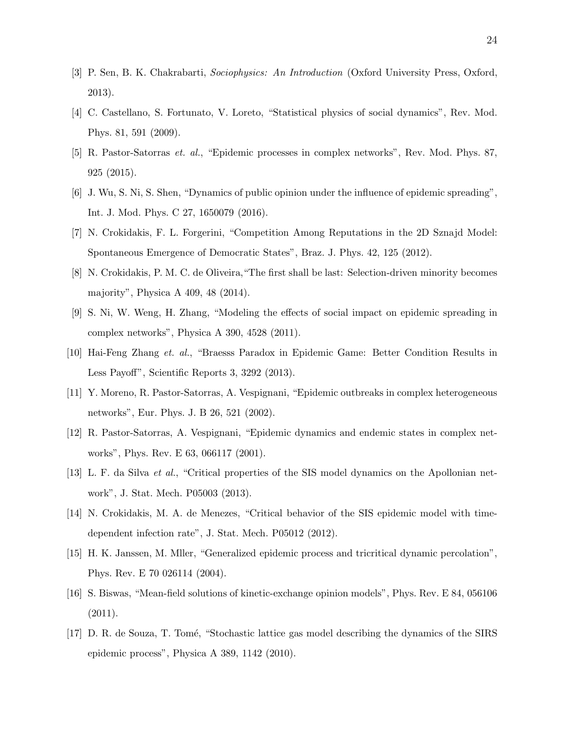[3] P. Sen, B. K. Chakrabarti, *Sociophysics: An Introduction* (Oxford University Press, Oxford, 2013).

[4] C. Castellano, S. Fortunato, V. Loreto, "Statistical physics of social dynamics", Rev. Mod. Phys. 81, 591 (2009).

[5] R. Pastor-Satorras *et. al.*, "Epidemic processes in complex networks", Rev. Mod. Phys. 87, 925 (2015).

[6] J. Wu, S. Ni, S. Shen, "Dynamics of public opinion under the influence of epidemic spreading", Int. J. Mod. Phys. C 27, 1650079 (2016).

[7] N. Crokidakis, F. L. Forgerini, "Competition Among Reputations in the 2D Sznajd Model: Spontaneous Emergence of Democratic States", Braz. J. Phys. 42, 125 (2012).

[8] N. Crokidakis, P. M. C. de Oliveira,"The first shall be last: Selection-driven minority becomes majority", Physica A 409, 48 (2014).

[9] S. Ni, W. Weng, H. Zhang, "Modeling the effects of social impact on epidemic spreading in complex networks", Physica A 390, 4528 (2011).

[10] Hai-Feng Zhang *et. al.*, "Braesss Paradox in Epidemic Game: Better Condition Results in Less Payoff", Scientific Reports 3, 3292 (2013).

[11] Y. Moreno, R. Pastor-Satorras, A. Vespignani, "Epidemic outbreaks in complex heterogeneous networks", Eur. Phys. J. B 26, 521 (2002).

[12] R. Pastor-Satorras, A. Vespignani, "Epidemic dynamics and endemic states in complex networks", Phys. Rev. E 63, 066117 (2001).

[13] L. F. da Silva *et al.*, "Critical properties of the SIS model dynamics on the Apollonian network", J. Stat. Mech. P05003 (2013).

[14] N. Crokidakis, M. A. de Menezes, "Critical behavior of the SIS epidemic model with time-dependent infection rate", J. Stat. Mech. P05012 (2012).

[15] H. K. Janssen, M. Mller, "Generalized epidemic process and tricritical dynamic percolation", Phys. Rev. E 70 026114 (2004).

[16] S. Biswas, "Mean-field solutions of kinetic-exchange opinion models", Phys. Rev. E 84, 056106 (2011).

[17] D. R. de Souza, T. Tomé, "Stochastic lattice gas model describing the dynamics of the SIRS epidemic process", Physica A 389, 1142 (2010).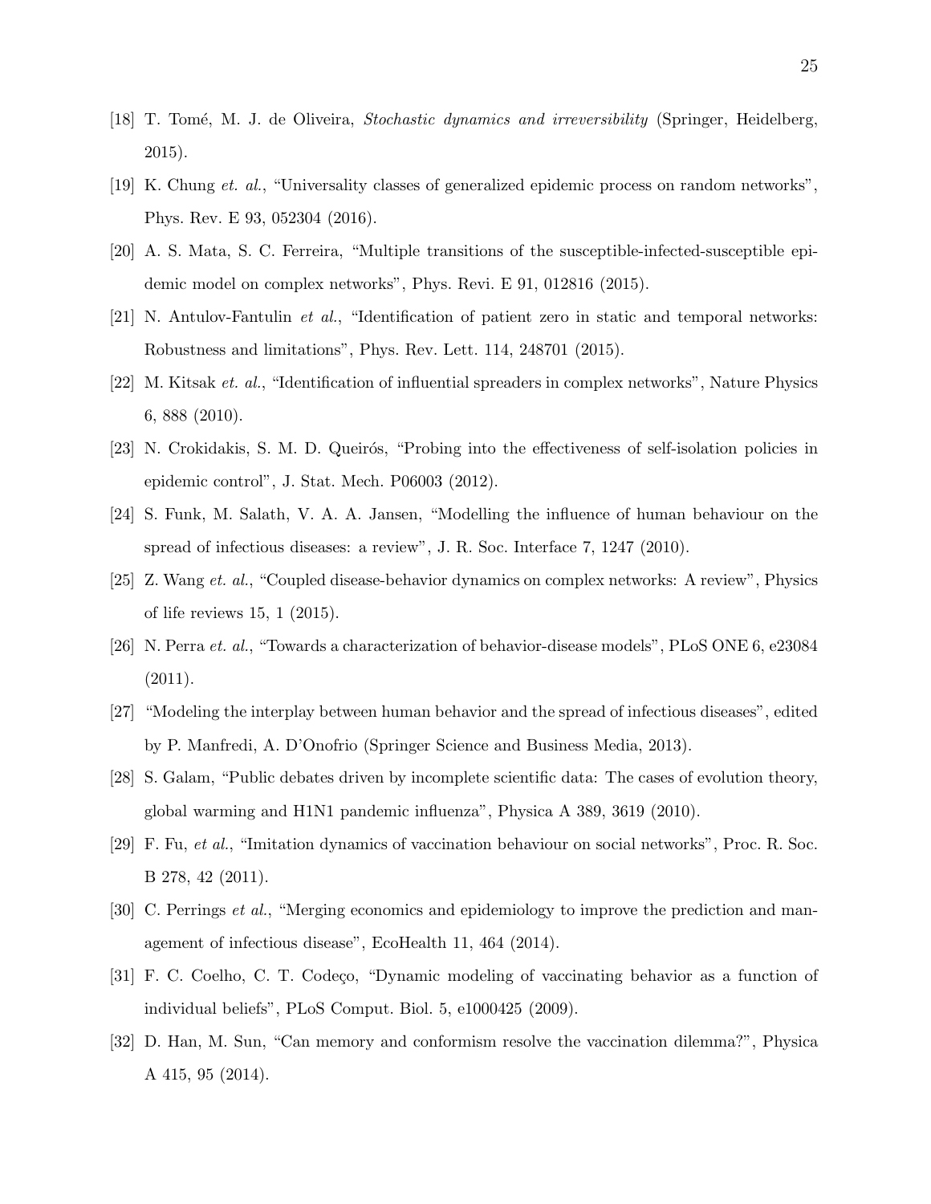[18] T. Tomé, M. J. de Oliveira, *Stochastic dynamics and irreversibility* (Springer, Heidelberg, 2015).

[19] K. Chung *et. al.*, "Universality classes of generalized epidemic process on random networks", Phys. Rev. E 93, 052304 (2016).

[20] A. S. Mata, S. C. Ferreira, "Multiple transitions of the susceptible-infected-susceptible epidemic model on complex networks", Phys. Revi. E 91, 012816 (2015).

[21] N. Antulov-Fantulin *et al.*, "Identification of patient zero in static and temporal networks: Robustness and limitations", Phys. Rev. Lett. 114, 248701 (2015).

[22] M. Kitsak *et. al.*, "Identification of influential spreaders in complex networks", Nature Physics 6, 888 (2010).

[23] N. Crokidakis, S. M. D. Queirós, "Probing into the effectiveness of self-isolation policies in epidemic control", J. Stat. Mech. P06003 (2012).

[24] S. Funk, M. Salath, V. A. A. Jansen, "Modelling the influence of human behaviour on the spread of infectious diseases: a review", J. R. Soc. Interface 7, 1247 (2010).

[25] Z. Wang *et. al.*, "Coupled disease-behavior dynamics on complex networks: A review", Physics of life reviews 15, 1 (2015).

[26] N. Perra *et. al.*, "Towards a characterization of behavior-disease models", PLoS ONE 6, e23084 (2011).

[27] "Modeling the interplay between human behavior and the spread of infectious diseases", edited by P. Manfredi, A. D'Onofrio (Springer Science and Business Media, 2013).

[28] S. Galam, "Public debates driven by incomplete scientific data: The cases of evolution theory, global warming and H1N1 pandemic influenza", Physica A 389, 3619 (2010).

[29] F. Fu, *et al.*, "Imitation dynamics of vaccination behaviour on social networks", Proc. R. Soc. B 278, 42 (2011).

[30] C. Perrings *et al.*, "Merging economics and epidemiology to improve the prediction and management of infectious disease", EcoHealth 11, 464 (2014).

[31] F. C. Coelho, C. T. Codeço, "Dynamic modeling of vaccinating behavior as a function of individual beliefs", PLoS Comput. Biol. 5, e1000425 (2009).

[32] D. Han, M. Sun, "Can memory and conformism resolve the vaccination dilemma?", Physica A 415, 95 (2014).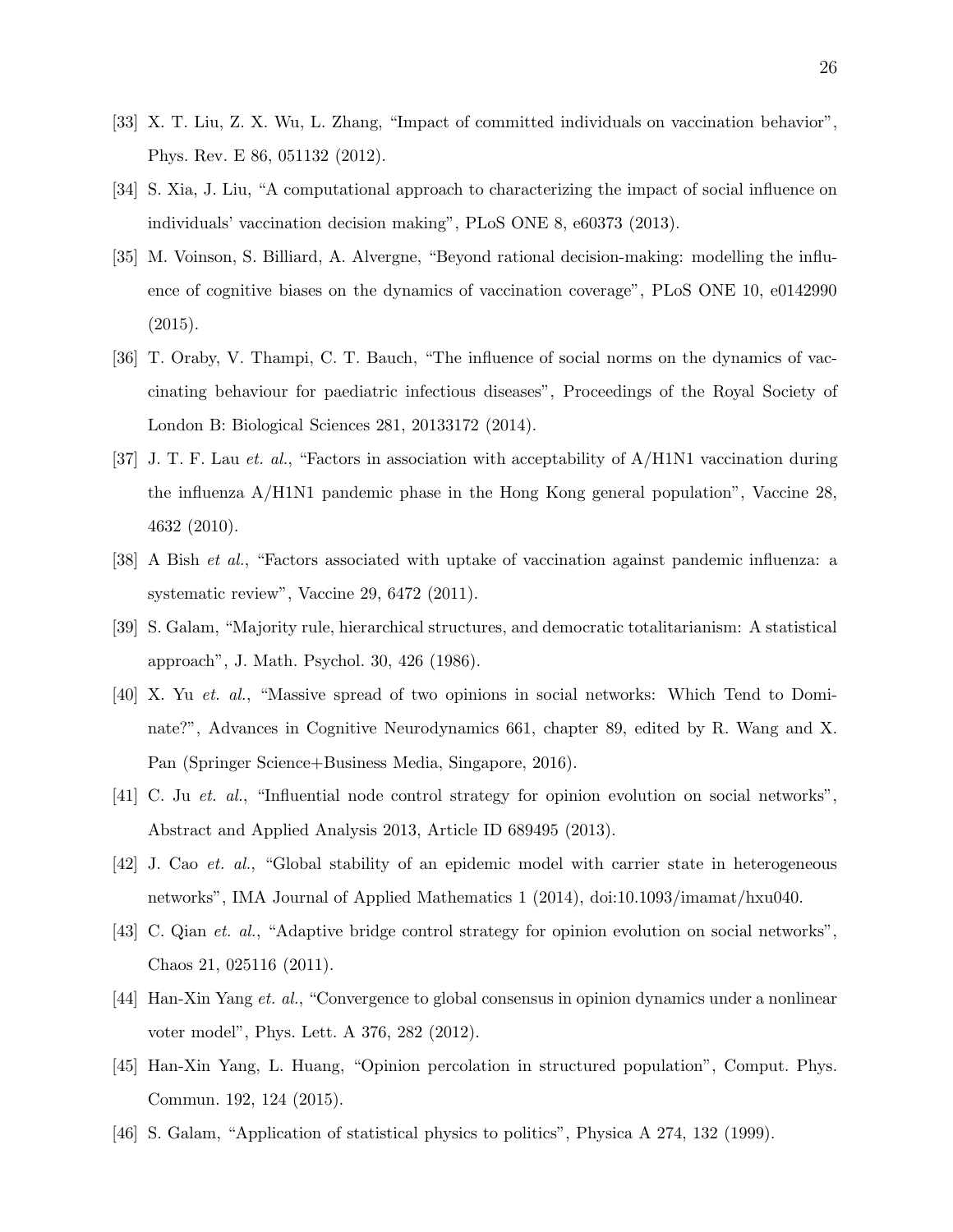[33] X. T. Liu, Z. X. Wu, L. Zhang, "Impact of committed individuals on vaccination behavior", Phys. Rev. E 86, 051132 (2012).

[34] S. Xia, J. Liu, "A computational approach to characterizing the impact of social influence on individuals' vaccination decision making", PLoS ONE 8, e60373 (2013).

[35] M. Voinson, S. Billiard, A. Alvergne, "Beyond rational decision-making: modelling the influence of cognitive biases on the dynamics of vaccination coverage", PLoS ONE 10, e0142990 (2015).

[36] T. Oraby, V. Thampi, C. T. Bauch, "The influence of social norms on the dynamics of vaccinating behaviour for paediatric infectious diseases", Proceedings of the Royal Society of London B: Biological Sciences 281, 20133172 (2014).

[37] J. T. F. Lau *et. al.*, "Factors in association with acceptability of A/H1N1 vaccination during the influenza A/H1N1 pandemic phase in the Hong Kong general population", Vaccine 28, 4632 (2010).

[38] A Bish *et al.*, "Factors associated with uptake of vaccination against pandemic influenza: a systematic review", Vaccine 29, 6472 (2011).

[39] S. Galam, "Majority rule, hierarchical structures, and democratic totalitarianism: A statistical approach", J. Math. Psychol. 30, 426 (1986).

[40] X. Yu *et. al.*, "Massive spread of two opinions in social networks: Which Tend to Dominate?", Advances in Cognitive Neurodynamics 661, chapter 89, edited by R. Wang and X. Pan (Springer Science+Business Media, Singapore, 2016).

[41] C. Ju *et. al.*, "Influential node control strategy for opinion evolution on social networks", Abstract and Applied Analysis 2013, Article ID 689495 (2013).

[42] J. Cao *et. al.*, "Global stability of an epidemic model with carrier state in heterogeneous networks", IMA Journal of Applied Mathematics 1 (2014), doi:10.1093/imamat/hxu040.

[43] C. Qian *et. al.*, "Adaptive bridge control strategy for opinion evolution on social networks", Chaos 21, 025116 (2011).

[44] Han-Xin Yang *et. al.*, "Convergence to global consensus in opinion dynamics under a nonlinear voter model", Phys. Lett. A 376, 282 (2012).

[45] Han-Xin Yang, L. Huang, "Opinion percolation in structured population", Comput. Phys. Commun. 192, 124 (2015).

[46] S. Galam, "Application of statistical physics to politics", Physica A 274, 132 (1999).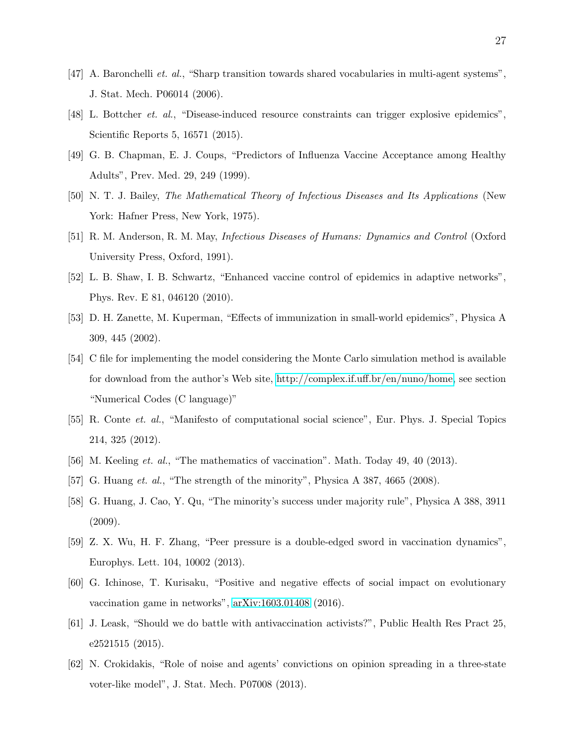[47] A. Baronchelli *et. al.*, "Sharp transition towards shared vocabularies in multi-agent systems", J. Stat. Mech. P06014 (2006).

[48] L. Bottcher *et. al.*, "Disease-induced resource constraints can trigger explosive epidemics", Scientific Reports 5, 16571 (2015).

[49] G. B. Chapman, E. J. Coups, "Predictors of Influenza Vaccine Acceptance among Healthy Adults", Prev. Med. 29, 249 (1999).

[50] N. T. J. Bailey, *The Mathematical Theory of Infectious Diseases and Its Applications* (New York: Hafner Press, New York, 1975).

[51] R. M. Anderson, R. M. May, *Infectious Diseases of Humans: Dynamics and Control* (Oxford University Press, Oxford, 1991).

[52] L. B. Shaw, I. B. Schwartz, "Enhanced vaccine control of epidemics in adaptive networks", Phys. Rev. E 81, 046120 (2010).

[53] D. H. Zanette, M. Kuperman, "Effects of immunization in small-world epidemics", Physica A 309, 445 (2002).

[54] C file for implementing the model considering the Monte Carlo simulation method is available for download from the author's Web site, http://complex.if.uff.br/en/nuno/home, see section "Numerical Codes (C language)"

[55] R. Conte *et. al.*, "Manifesto of computational social science", Eur. Phys. J. Special Topics 214, 325 (2012).

[56] M. Keeling *et. al.*, "The mathematics of vaccination". Math. Today 49, 40 (2013).

[57] G. Huang *et. al.*, "The strength of the minority", Physica A 387, 4665 (2008).

[58] G. Huang, J. Cao, Y. Qu, "The minority's success under majority rule", Physica A 388, 3911 (2009).

[59] Z. X. Wu, H. F. Zhang, "Peer pressure is a double-edged sword in vaccination dynamics", Europhys. Lett. 104, 10002 (2013).

[60] G. Ichinose, T. Kurisaku, "Positive and negative effects of social impact on evolutionary vaccination game in networks", arXiv:1603.01408 (2016).

[61] J. Leask, "Should we do battle with antivaccination activists?", Public Health Res Pract 25, e2521515 (2015).

[62] N. Crokidakis, "Role of noise and agents' convictions on opinion spreading in a three-state voter-like model", J. Stat. Mech. P07008 (2013).